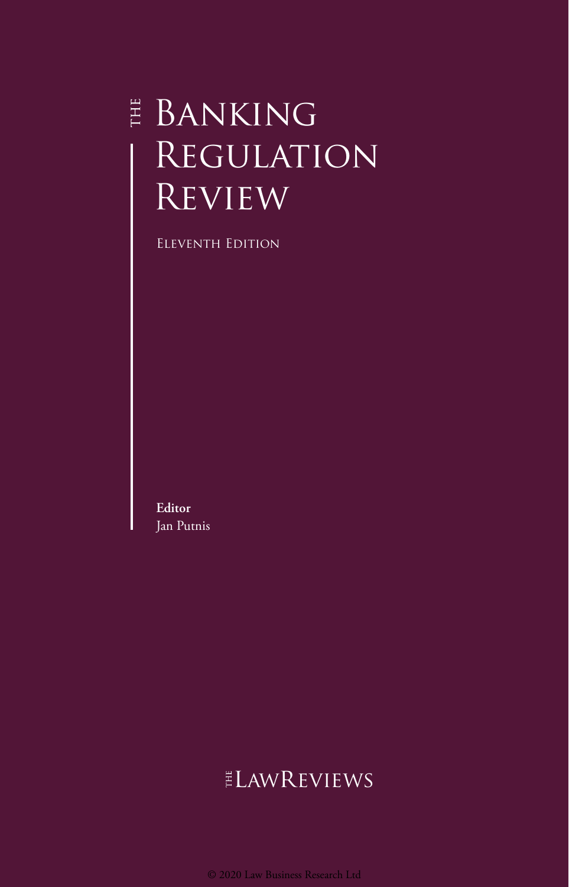# THE BANKING REGULATION REVIEW

ELEVENTH EDITION

**Editor**
Jan Putnis

THE LAWREVIEWS

© 2020 Law Business Research Ltd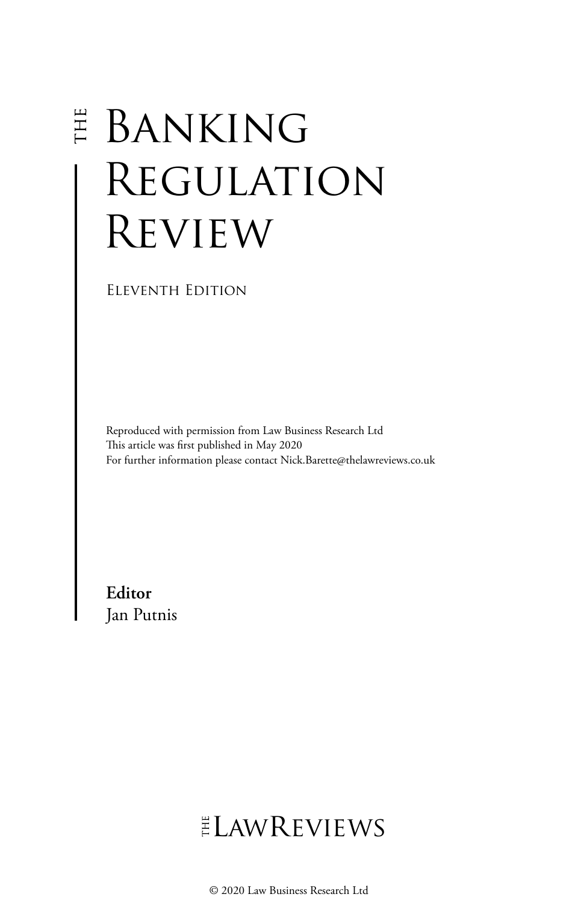# THE Banking Regulation Review

Eleventh Edition

Reproduced with permission from Law Business Research Ltd
This article was first published in May 2020
For further information please contact Nick.Barette@thelawreviews.co.uk

**Editor**
Jan Putnis

THE LAWREVIEWS

© 2020 Law Business Research Ltd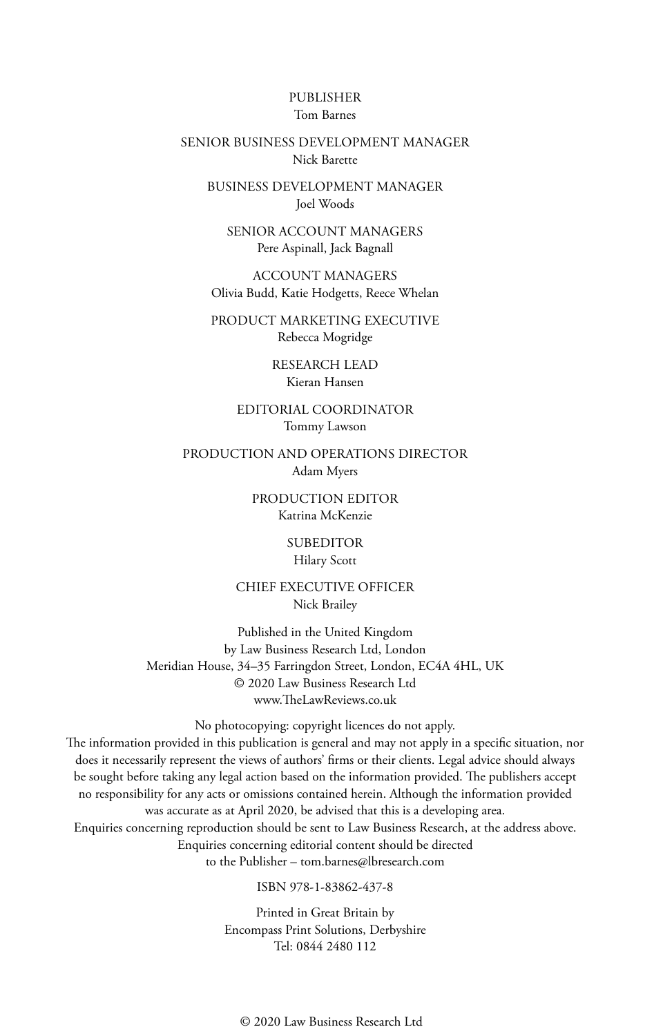PUBLISHER
Tom Barnes

SENIOR BUSINESS DEVELOPMENT MANAGER
Nick Barette

BUSINESS DEVELOPMENT MANAGER
Joel Woods

SENIOR ACCOUNT MANAGERS
Pere Aspinall, Jack Bagnall

ACCOUNT MANAGERS
Olivia Budd, Katie Hodgetts, Reece Whelan

PRODUCT MARKETING EXECUTIVE
Rebecca Mogridge

RESEARCH LEAD
Kieran Hansen

EDITORIAL COORDINATOR
Tommy Lawson

PRODUCTION AND OPERATIONS DIRECTOR
Adam Myers

PRODUCTION EDITOR
Katrina McKenzie

SUBEDITOR
Hilary Scott

CHIEF EXECUTIVE OFFICER
Nick Brailey

Published in the United Kingdom
by Law Business Research Ltd, London
Meridian House, 34–35 Farringdon Street, London, EC4A 4HL, UK
© 2020 Law Business Research Ltd
www.TheLawReviews.co.uk

No photocopying: copyright licences do not apply.
The information provided in this publication is general and may not apply in a specific situation, nor does it necessarily represent the views of authors' firms or their clients. Legal advice should always be sought before taking any legal action based on the information provided. The publishers accept no responsibility for any acts or omissions contained herein. Although the information provided was accurate as at April 2020, be advised that this is a developing area.
Enquiries concerning reproduction should be sent to Law Business Research, at the address above.
Enquiries concerning editorial content should be directed to the Publisher – tom.barnes@lbresearch.com

ISBN 978-1-83862-437-8

Printed in Great Britain by
Encompass Print Solutions, Derbyshire
Tel: 0844 2480 112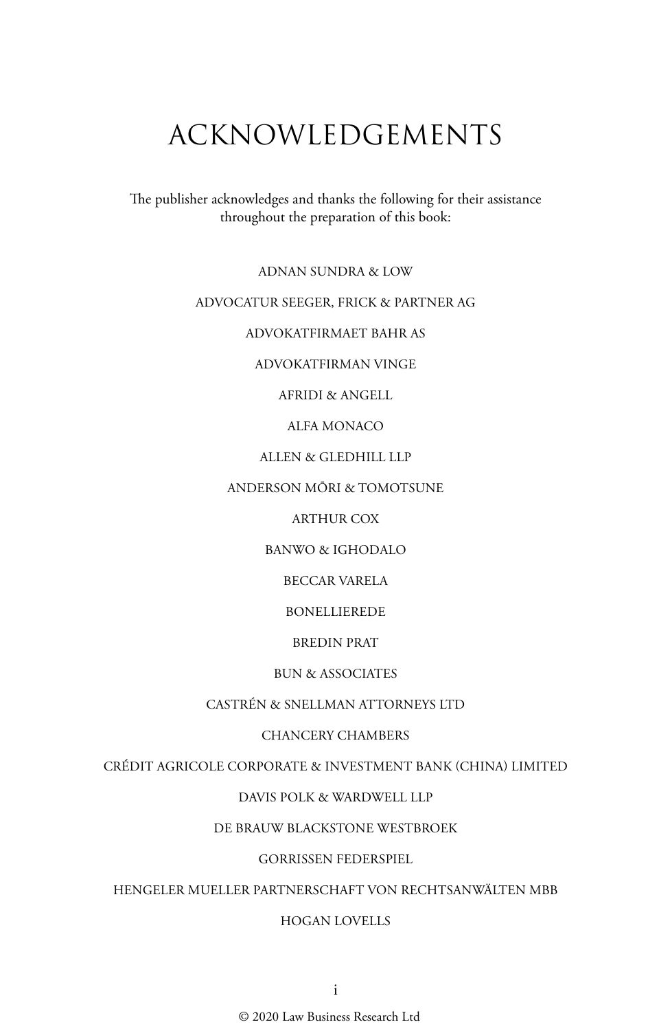# ACKNOWLEDGEMENTS

The publisher acknowledges and thanks the following for their assistance throughout the preparation of this book:

ADNAN SUNDRA & LOW

ADVOCATUR SEEGER, FRICK & PARTNER AG

ADVOKATFIRMAET BAHR AS

ADVOKATFIRMAN VINGE

AFRIDI & ANGELL

ALFA MONACO

ALLEN & GLEDHILL LLP

ANDERSON MŌRI & TOMOTSUNE

ARTHUR COX

BANWO & IGHODALO

BECCAR VARELA

BONELLIEREDE

BREDIN PRAT

BUN & ASSOCIATES

CASTRÉN & SNELLMAN ATTORNEYS LTD

CHANCERY CHAMBERS

CRÉDIT AGRICOLE CORPORATE & INVESTMENT BANK (CHINA) LIMITED

DAVIS POLK & WARDWELL LLP

DE BRAUW BLACKSTONE WESTBROEK

GORRISSEN FEDERSPIEL

HENGELER MUELLER PARTNERSCHAFT VON RECHTSANWÄLTEN MBB

HOGAN LOVELLS

© 2020 Law Business Research Ltd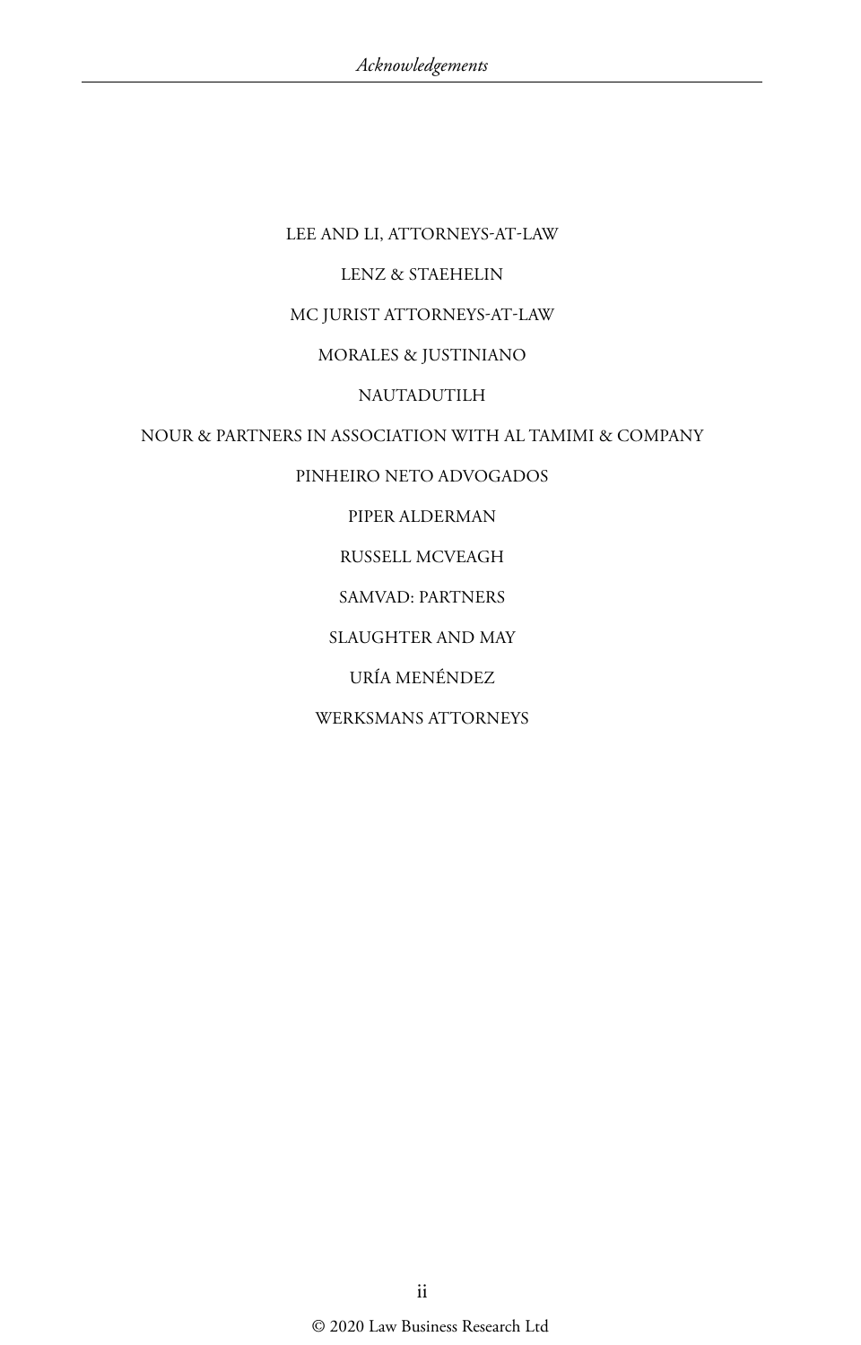LEE AND LI, ATTORNEYS-AT-LAW

LENZ & STAEHELIN

MC JURIST ATTORNEYS-AT-LAW

MORALES & JUSTINIANO

NAUTADUTILH

NOUR & PARTNERS IN ASSOCIATION WITH AL TAMIMI & COMPANY

PINHEIRO NETO ADVOGADOS

PIPER ALDERMAN

RUSSELL MCVEAGH

SAMVAD: PARTNERS

SLAUGHTER AND MAY

URÍA MENÉNDEZ

WERKSMANS ATTORNEYS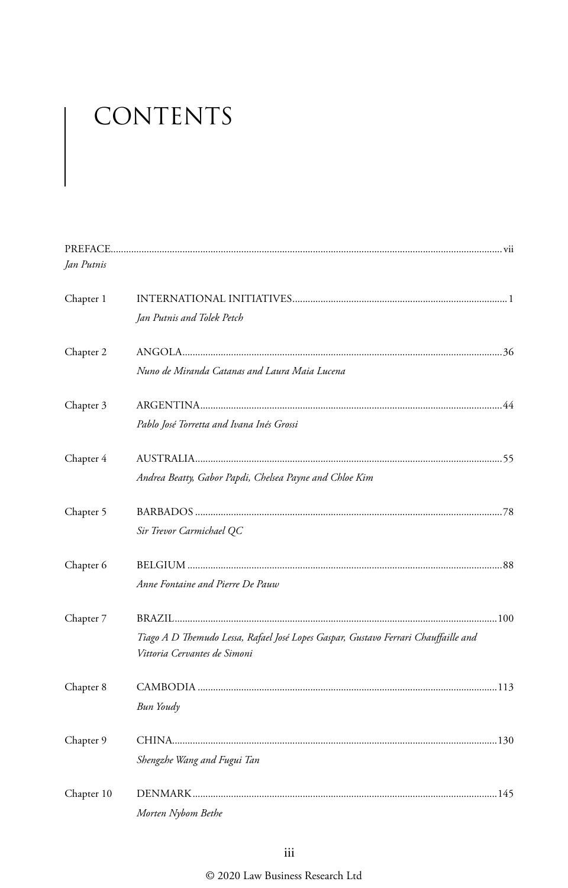# CONTENTS

PREFACE ... vii
*Jan Putnis*

Chapter 1 INTERNATIONAL INITIATIVES ... 1
*Jan Putnis and Tolek Petch*

Chapter 2 ANGOLA ... 36
*Nuno de Miranda Catanas and Laura Maia Lucena*

Chapter 3 ARGENTINA ... 44
*Pablo José Torretta and Ivana Inés Grossi*

Chapter 4 AUSTRALIA ... 55
*Andrea Beatty, Gabor Papdi, Chelsea Payne and Chloe Kim*

Chapter 5 BARBADOS ... 78
*Sir Trevor Carmichael QC*

Chapter 6 BELGIUM ... 88
*Anne Fontaine and Pierre De Pauw*

Chapter 7 BRAZIL ... 100
*Tiago A D Themudo Lessa, Rafael José Lopes Gaspar, Gustavo Ferrari Chauffaille and Vittoria Cervantes de Simoni*

Chapter 8 CAMBODIA ... 113
*Bun Youdy*

Chapter 9 CHINA ... 130
*Shengzhe Wang and Fugui Tan*

Chapter 10 DENMARK ... 145
*Morten Nybom Bethe*

© 2020 Law Business Research Ltd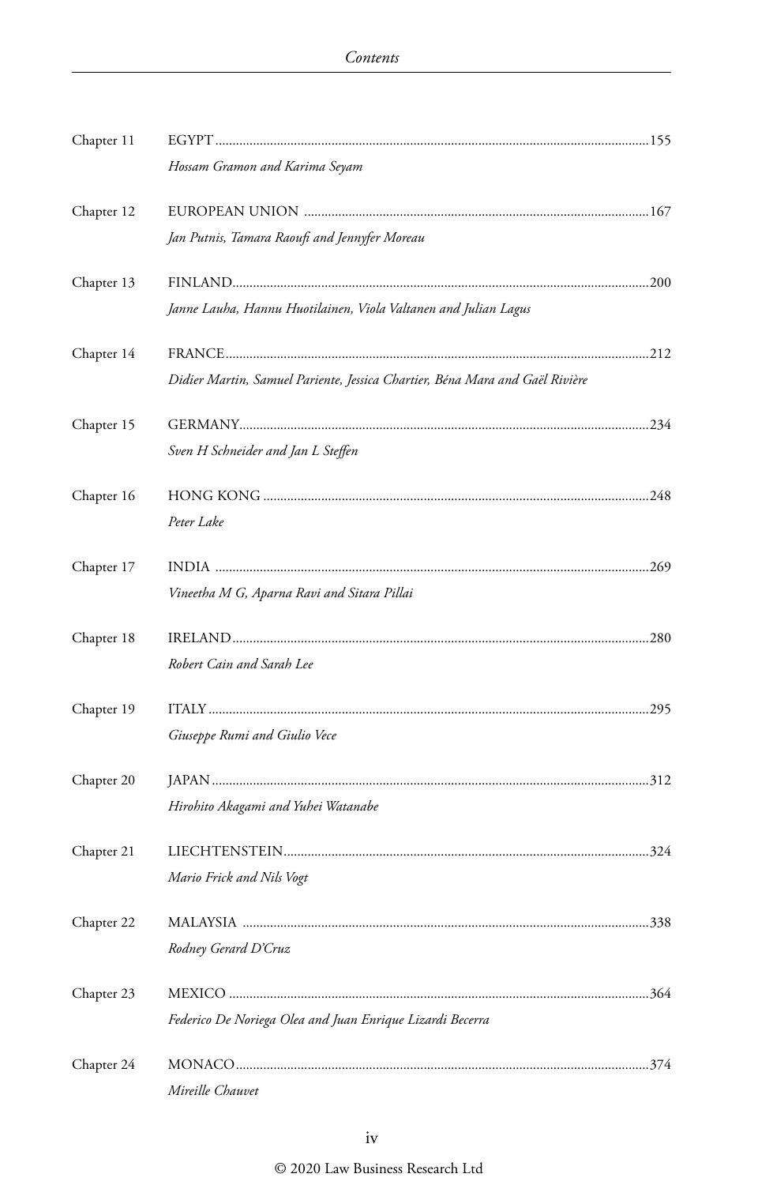| | | |
|---|---|---|
| Chapter 11 | EGYPT<br>*Hossam Gramon and Karima Seyam* | 155 |
| Chapter 12 | EUROPEAN UNION<br>*Jan Putnis, Tamara Raoufi and Jennyfer Moreau* | 167 |
| Chapter 13 | FINLAND<br>*Janne Lauha, Hannu Huotilainen, Viola Valtanen and Julian Lagus* | 200 |
| Chapter 14 | FRANCE<br>*Didier Martin, Samuel Pariente, Jessica Chartier, Béna Mara and Gaël Rivière* | 212 |
| Chapter 15 | GERMANY<br>*Sven H Schneider and Jan L Steffen* | 234 |
| Chapter 16 | HONG KONG<br>*Peter Lake* | 248 |
| Chapter 17 | INDIA<br>*Vineetha M G, Aparna Ravi and Sitara Pillai* | 269 |
| Chapter 18 | IRELAND<br>*Robert Cain and Sarah Lee* | 280 |
| Chapter 19 | ITALY<br>*Giuseppe Rumi and Giulio Vece* | 295 |
| Chapter 20 | JAPAN<br>*Hirohito Akagami and Yuhei Watanabe* | 312 |
| Chapter 21 | LIECHTENSTEIN<br>*Mario Frick and Nils Vogt* | 324 |
| Chapter 22 | MALAYSIA<br>*Rodney Gerard D'Cruz* | 338 |
| Chapter 23 | MEXICO<br>*Federico De Noriega Olea and Juan Enrique Lizardi Becerra* | 364 |
| Chapter 24 | MONACO<br>*Mireille Chauvet* | 374 |

© 2020 Law Business Research Ltd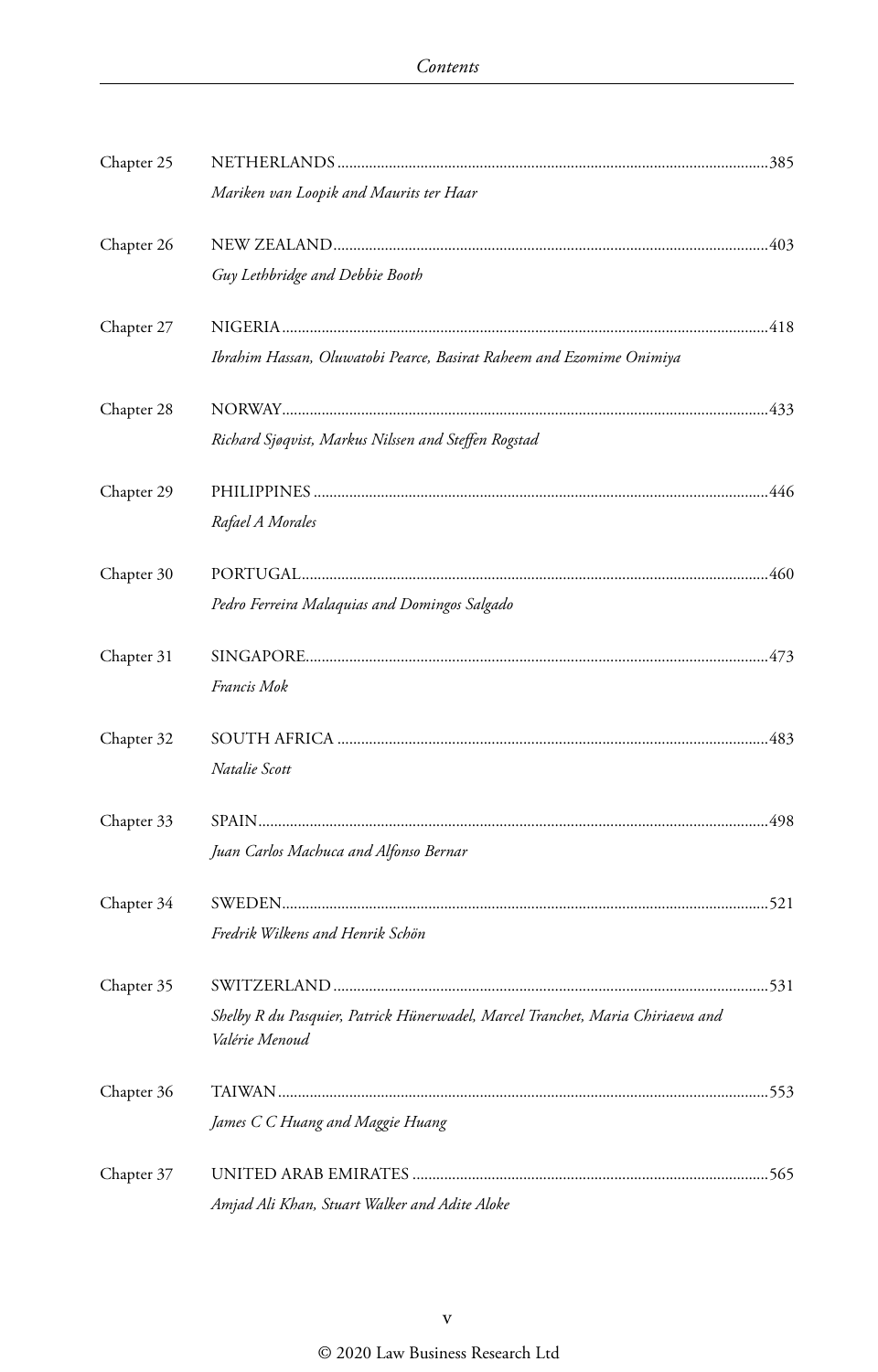| | | |
|---|---|---|
| Chapter 25 | NETHERLANDS | 385 |
| | *Mariken van Loopik and Maurits ter Haar* | |
| Chapter 26 | NEW ZEALAND | 403 |
| | *Guy Lethbridge and Debbie Booth* | |
| Chapter 27 | NIGERIA | 418 |
| | *Ibrahim Hassan, Oluwatobi Pearce, Basirat Raheem and Ezomime Onimiya* | |
| Chapter 28 | NORWAY | 433 |
| | *Richard Sjøqvist, Markus Nilssen and Steffen Rogstad* | |
| Chapter 29 | PHILIPPINES | 446 |
| | *Rafael A Morales* | |
| Chapter 30 | PORTUGAL | 460 |
| | *Pedro Ferreira Malaquias and Domingos Salgado* | |
| Chapter 31 | SINGAPORE | 473 |
| | *Francis Mok* | |
| Chapter 32 | SOUTH AFRICA | 483 |
| | *Natalie Scott* | |
| Chapter 33 | SPAIN | 498 |
| | *Juan Carlos Machuca and Alfonso Bernar* | |
| Chapter 34 | SWEDEN | 521 |
| | *Fredrik Wilkens and Henrik Schön* | |
| Chapter 35 | SWITZERLAND | 531 |
| | *Shelby R du Pasquier, Patrick Hünerwadel, Marcel Tranchet, Maria Chiriaeva and Valérie Menoud* | |
| Chapter 36 | TAIWAN | 553 |
| | *James C C Huang and Maggie Huang* | |
| Chapter 37 | UNITED ARAB EMIRATES | 565 |
| | *Amjad Ali Khan, Stuart Walker and Adite Aloke* | |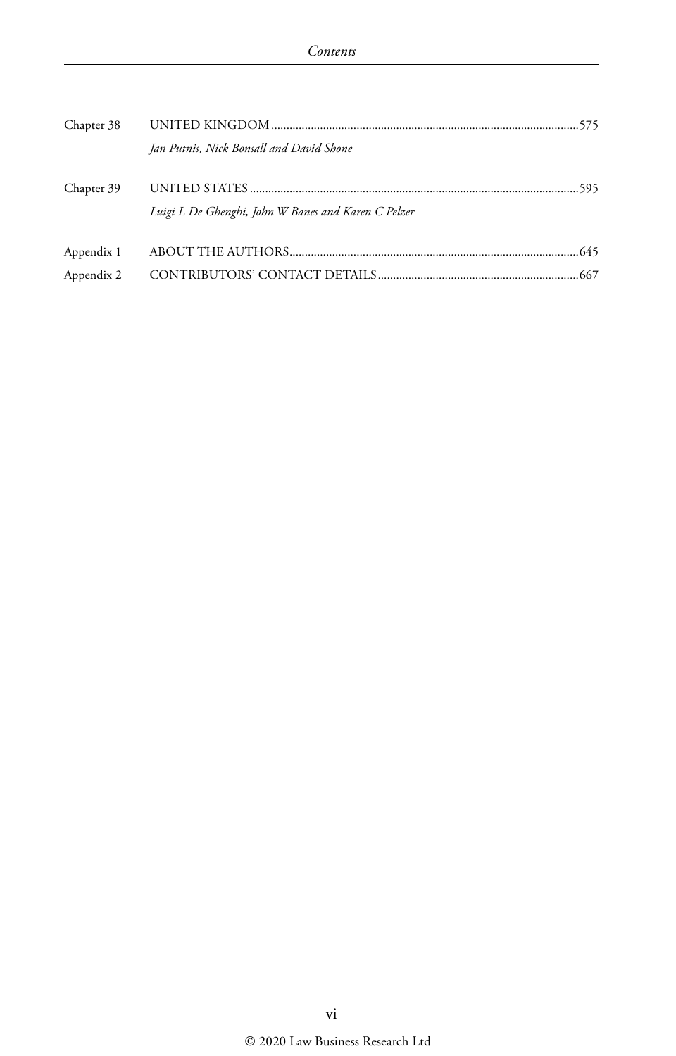Chapter 38 UNITED KINGDOM ....................................................................................................575

*Jan Putnis, Nick Bonsall and David Shone*

Chapter 39 UNITED STATES ..........................................................................................................595

*Luigi L De Ghenghi, John W Banes and Karen C Pelzer*

Appendix 1 ABOUT THE AUTHORS..............................................................................................645

Appendix 2 CONTRIBUTORS' CONTACT DETAILS.................................................................667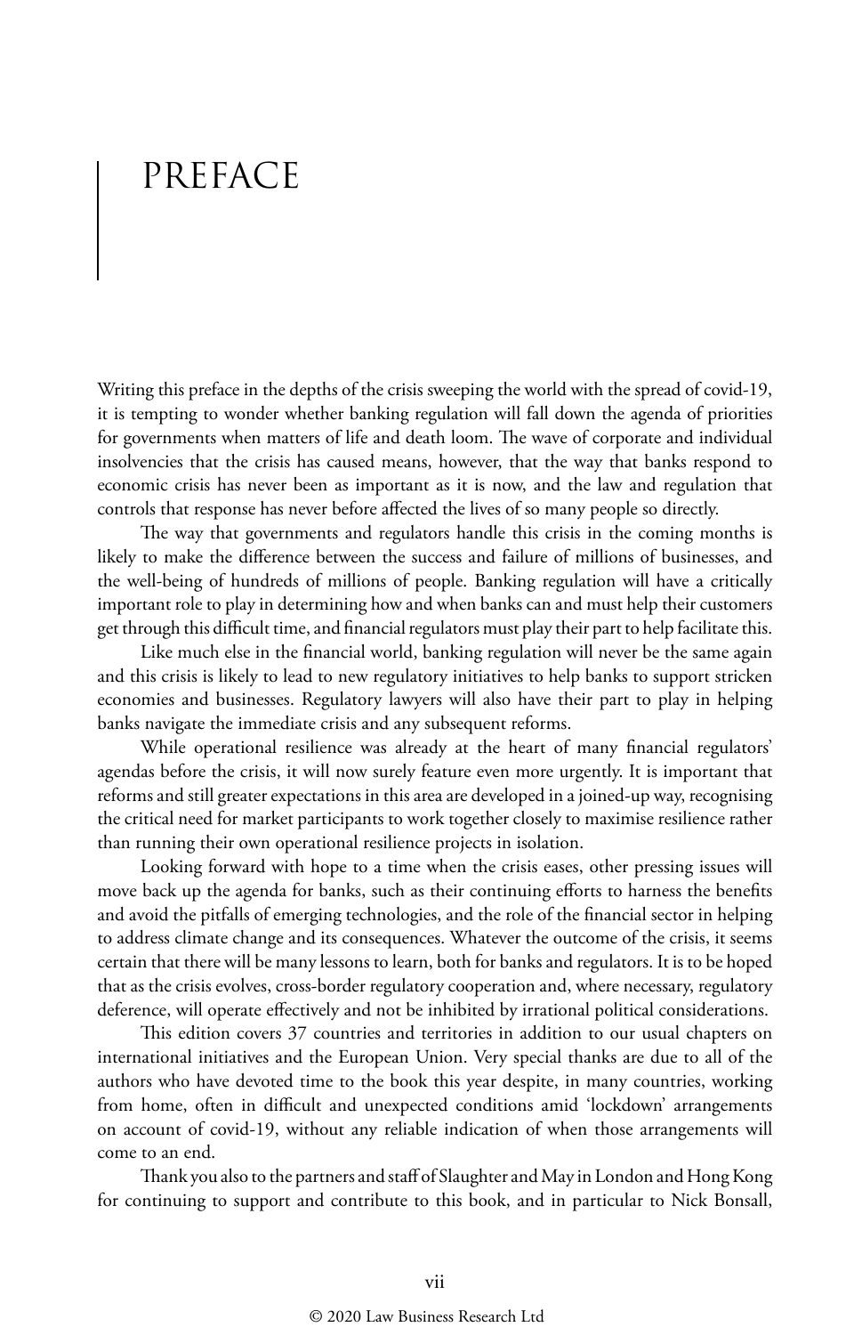# PREFACE

Writing this preface in the depths of the crisis sweeping the world with the spread of covid-19, it is tempting to wonder whether banking regulation will fall down the agenda of priorities for governments when matters of life and death loom. The wave of corporate and individual insolvencies that the crisis has caused means, however, that the way that banks respond to economic crisis has never been as important as it is now, and the law and regulation that controls that response has never before affected the lives of so many people so directly.

The way that governments and regulators handle this crisis in the coming months is likely to make the difference between the success and failure of millions of businesses, and the well-being of hundreds of millions of people. Banking regulation will have a critically important role to play in determining how and when banks can and must help their customers get through this difficult time, and financial regulators must play their part to help facilitate this.

Like much else in the financial world, banking regulation will never be the same again and this crisis is likely to lead to new regulatory initiatives to help banks to support stricken economies and businesses. Regulatory lawyers will also have their part to play in helping banks navigate the immediate crisis and any subsequent reforms.

While operational resilience was already at the heart of many financial regulators' agendas before the crisis, it will now surely feature even more urgently. It is important that reforms and still greater expectations in this area are developed in a joined-up way, recognising the critical need for market participants to work together closely to maximise resilience rather than running their own operational resilience projects in isolation.

Looking forward with hope to a time when the crisis eases, other pressing issues will move back up the agenda for banks, such as their continuing efforts to harness the benefits and avoid the pitfalls of emerging technologies, and the role of the financial sector in helping to address climate change and its consequences. Whatever the outcome of the crisis, it seems certain that there will be many lessons to learn, both for banks and regulators. It is to be hoped that as the crisis evolves, cross-border regulatory cooperation and, where necessary, regulatory deference, will operate effectively and not be inhibited by irrational political considerations.

This edition covers 37 countries and territories in addition to our usual chapters on international initiatives and the European Union. Very special thanks are due to all of the authors who have devoted time to the book this year despite, in many countries, working from home, often in difficult and unexpected conditions amid 'lockdown' arrangements on account of covid-19, without any reliable indication of when those arrangements will come to an end.

Thank you also to the partners and staff of Slaughter and May in London and Hong Kong for continuing to support and contribute to this book, and in particular to Nick Bonsall,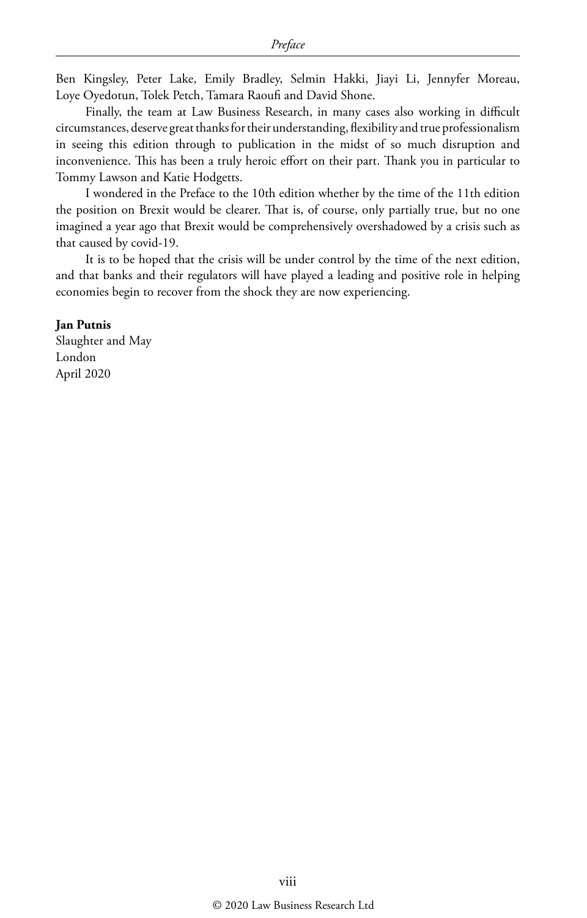Ben Kingsley, Peter Lake, Emily Bradley, Selmin Hakki, Jiayi Li, Jennyfer Moreau, Loye Oyedotun, Tolek Petch, Tamara Raoufi and David Shone.

Finally, the team at Law Business Research, in many cases also working in difficult circumstances, deserve great thanks for their understanding, flexibility and true professionalism in seeing this edition through to publication in the midst of so much disruption and inconvenience. This has been a truly heroic effort on their part. Thank you in particular to Tommy Lawson and Katie Hodgetts.

I wondered in the Preface to the 10th edition whether by the time of the 11th edition the position on Brexit would be clearer. That is, of course, only partially true, but no one imagined a year ago that Brexit would be comprehensively overshadowed by a crisis such as that caused by covid-19.

It is to be hoped that the crisis will be under control by the time of the next edition, and that banks and their regulators will have played a leading and positive role in helping economies begin to recover from the shock they are now experiencing.

**Jan Putnis**
Slaughter and May
London
April 2020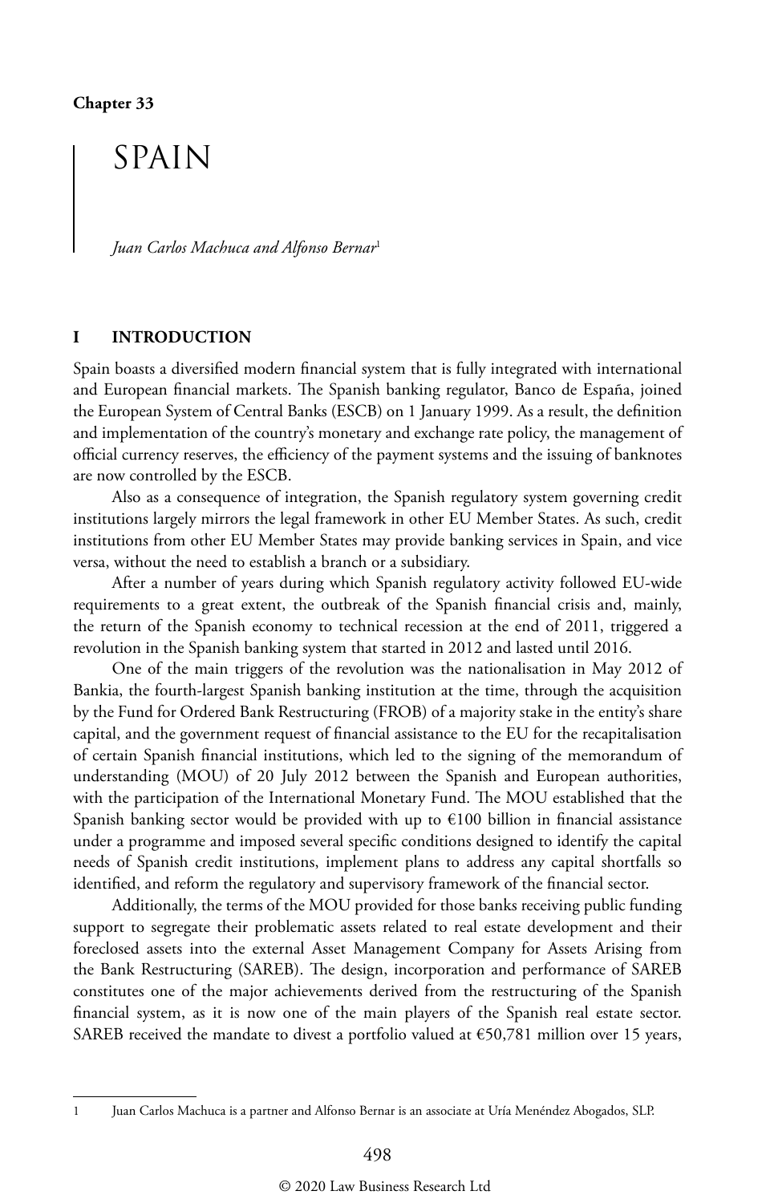**Chapter 33**

# SPAIN

*Juan Carlos Machuca and Alfonso Bernar*[1]

## I INTRODUCTION

Spain boasts a diversified modern financial system that is fully integrated with international and European financial markets. The Spanish banking regulator, Banco de España, joined the European System of Central Banks (ESCB) on 1 January 1999. As a result, the definition and implementation of the country's monetary and exchange rate policy, the management of official currency reserves, the efficiency of the payment systems and the issuing of banknotes are now controlled by the ESCB.

Also as a consequence of integration, the Spanish regulatory system governing credit institutions largely mirrors the legal framework in other EU Member States. As such, credit institutions from other EU Member States may provide banking services in Spain, and vice versa, without the need to establish a branch or a subsidiary.

After a number of years during which Spanish regulatory activity followed EU-wide requirements to a great extent, the outbreak of the Spanish financial crisis and, mainly, the return of the Spanish economy to technical recession at the end of 2011, triggered a revolution in the Spanish banking system that started in 2012 and lasted until 2016.

One of the main triggers of the revolution was the nationalisation in May 2012 of Bankia, the fourth-largest Spanish banking institution at the time, through the acquisition by the Fund for Ordered Bank Restructuring (FROB) of a majority stake in the entity's share capital, and the government request of financial assistance to the EU for the recapitalisation of certain Spanish financial institutions, which led to the signing of the memorandum of understanding (MOU) of 20 July 2012 between the Spanish and European authorities, with the participation of the International Monetary Fund. The MOU established that the Spanish banking sector would be provided with up to €100 billion in financial assistance under a programme and imposed several specific conditions designed to identify the capital needs of Spanish credit institutions, implement plans to address any capital shortfalls so identified, and reform the regulatory and supervisory framework of the financial sector.

Additionally, the terms of the MOU provided for those banks receiving public funding support to segregate their problematic assets related to real estate development and their foreclosed assets into the external Asset Management Company for Assets Arising from the Bank Restructuring (SAREB). The design, incorporation and performance of SAREB constitutes one of the major achievements derived from the restructuring of the Spanish financial system, as it is now one of the main players of the Spanish real estate sector. SAREB received the mandate to divest a portfolio valued at €50,781 million over 15 years,

---

1 Juan Carlos Machuca is a partner and Alfonso Bernar is an associate at Uría Menéndez Abogados, SLP.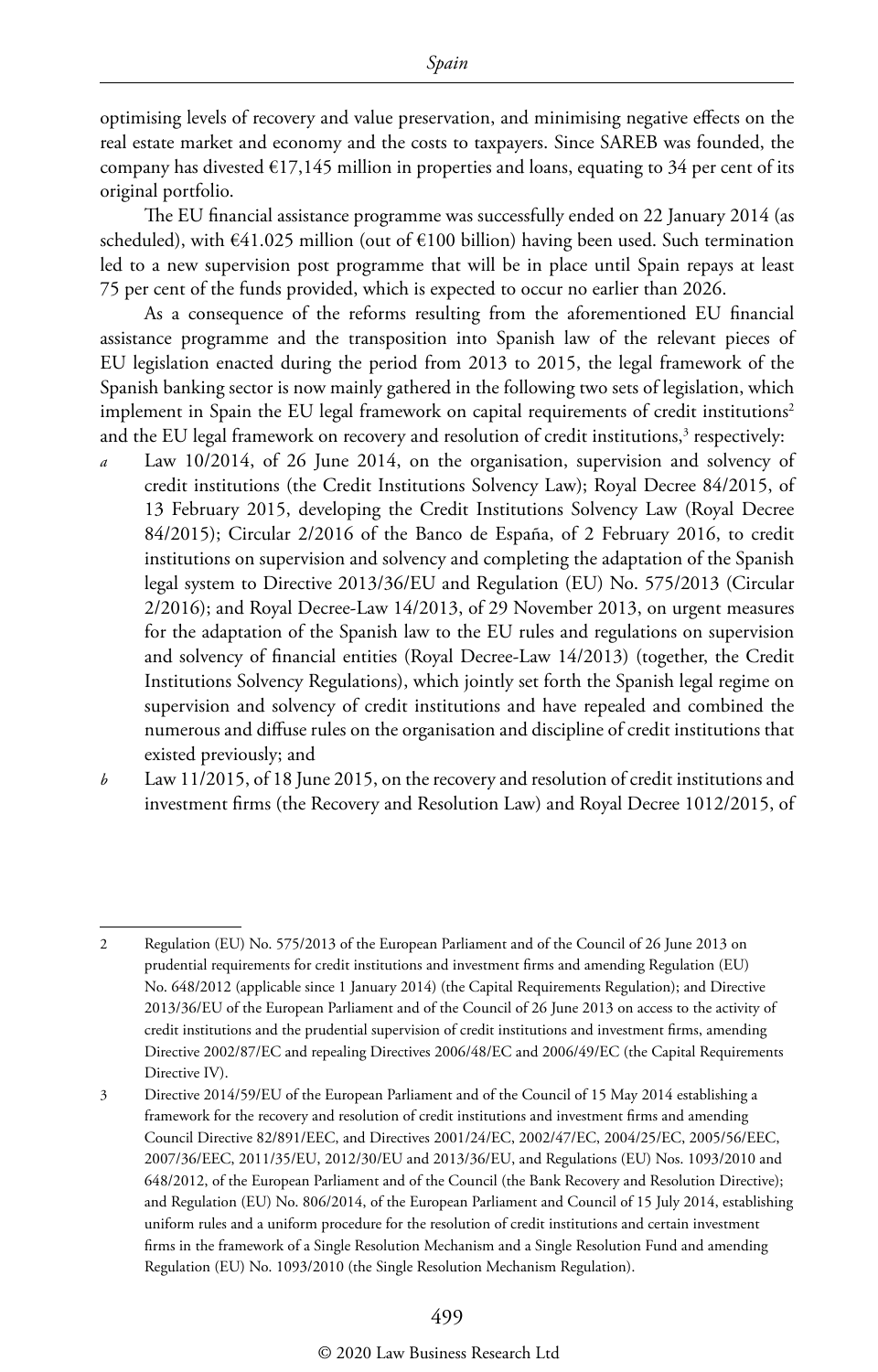optimising levels of recovery and value preservation, and minimising negative effects on the real estate market and economy and the costs to taxpayers. Since SAREB was founded, the company has divested €17,145 million in properties and loans, equating to 34 per cent of its original portfolio.

The EU financial assistance programme was successfully ended on 22 January 2014 (as scheduled), with €41.025 million (out of €100 billion) having been used. Such termination led to a new supervision post programme that will be in place until Spain repays at least 75 per cent of the funds provided, which is expected to occur no earlier than 2026.

As a consequence of the reforms resulting from the aforementioned EU financial assistance programme and the transposition into Spanish law of the relevant pieces of EU legislation enacted during the period from 2013 to 2015, the legal framework of the Spanish banking sector is now mainly gathered in the following two sets of legislation, which implement in Spain the EU legal framework on capital requirements of credit institutions[2] and the EU legal framework on recovery and resolution of credit institutions,[3] respectively:

*a* Law 10/2014, of 26 June 2014, on the organisation, supervision and solvency of credit institutions (the Credit Institutions Solvency Law); Royal Decree 84/2015, of 13 February 2015, developing the Credit Institutions Solvency Law (Royal Decree 84/2015); Circular 2/2016 of the Banco de España, of 2 February 2016, to credit institutions on supervision and solvency and completing the adaptation of the Spanish legal system to Directive 2013/36/EU and Regulation (EU) No. 575/2013 (Circular 2/2016); and Royal Decree-Law 14/2013, of 29 November 2013, on urgent measures for the adaptation of the Spanish law to the EU rules and regulations on supervision and solvency of financial entities (Royal Decree-Law 14/2013) (together, the Credit Institutions Solvency Regulations), which jointly set forth the Spanish legal regime on supervision and solvency of credit institutions and have repealed and combined the numerous and diffuse rules on the organisation and discipline of credit institutions that existed previously; and

*b* Law 11/2015, of 18 June 2015, on the recovery and resolution of credit institutions and investment firms (the Recovery and Resolution Law) and Royal Decree 1012/2015, of

---

2 Regulation (EU) No. 575/2013 of the European Parliament and of the Council of 26 June 2013 on prudential requirements for credit institutions and investment firms and amending Regulation (EU) No. 648/2012 (applicable since 1 January 2014) (the Capital Requirements Regulation); and Directive 2013/36/EU of the European Parliament and of the Council of 26 June 2013 on access to the activity of credit institutions and the prudential supervision of credit institutions and investment firms, amending Directive 2002/87/EC and repealing Directives 2006/48/EC and 2006/49/EC (the Capital Requirements Directive IV).

3 Directive 2014/59/EU of the European Parliament and of the Council of 15 May 2014 establishing a framework for the recovery and resolution of credit institutions and investment firms and amending Council Directive 82/891/EEC, and Directives 2001/24/EC, 2002/47/EC, 2004/25/EC, 2005/56/EEC, 2007/36/EEC, 2011/35/EU, 2012/30/EU and 2013/36/EU, and Regulations (EU) Nos. 1093/2010 and 648/2012, of the European Parliament and of the Council (the Bank Recovery and Resolution Directive); and Regulation (EU) No. 806/2014, of the European Parliament and Council of 15 July 2014, establishing uniform rules and a uniform procedure for the resolution of credit institutions and certain investment firms in the framework of a Single Resolution Mechanism and a Single Resolution Fund and amending Regulation (EU) No. 1093/2010 (the Single Resolution Mechanism Regulation).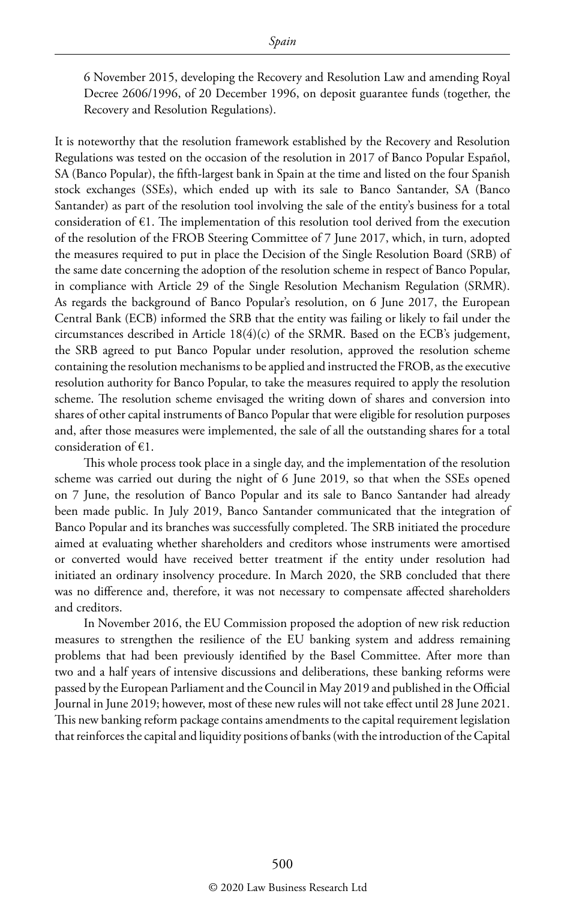6 November 2015, developing the Recovery and Resolution Law and amending Royal Decree 2606/1996, of 20 December 1996, on deposit guarantee funds (together, the Recovery and Resolution Regulations).

It is noteworthy that the resolution framework established by the Recovery and Resolution Regulations was tested on the occasion of the resolution in 2017 of Banco Popular Español, SA (Banco Popular), the fifth-largest bank in Spain at the time and listed on the four Spanish stock exchanges (SSEs), which ended up with its sale to Banco Santander, SA (Banco Santander) as part of the resolution tool involving the sale of the entity's business for a total consideration of €1. The implementation of this resolution tool derived from the execution of the resolution of the FROB Steering Committee of 7 June 2017, which, in turn, adopted the measures required to put in place the Decision of the Single Resolution Board (SRB) of the same date concerning the adoption of the resolution scheme in respect of Banco Popular, in compliance with Article 29 of the Single Resolution Mechanism Regulation (SRMR). As regards the background of Banco Popular's resolution, on 6 June 2017, the European Central Bank (ECB) informed the SRB that the entity was failing or likely to fail under the circumstances described in Article 18(4)(c) of the SRMR. Based on the ECB's judgement, the SRB agreed to put Banco Popular under resolution, approved the resolution scheme containing the resolution mechanisms to be applied and instructed the FROB, as the executive resolution authority for Banco Popular, to take the measures required to apply the resolution scheme. The resolution scheme envisaged the writing down of shares and conversion into shares of other capital instruments of Banco Popular that were eligible for resolution purposes and, after those measures were implemented, the sale of all the outstanding shares for a total consideration of €1.

This whole process took place in a single day, and the implementation of the resolution scheme was carried out during the night of 6 June 2019, so that when the SSEs opened on 7 June, the resolution of Banco Popular and its sale to Banco Santander had already been made public. In July 2019, Banco Santander communicated that the integration of Banco Popular and its branches was successfully completed. The SRB initiated the procedure aimed at evaluating whether shareholders and creditors whose instruments were amortised or converted would have received better treatment if the entity under resolution had initiated an ordinary insolvency procedure. In March 2020, the SRB concluded that there was no difference and, therefore, it was not necessary to compensate affected shareholders and creditors.

In November 2016, the EU Commission proposed the adoption of new risk reduction measures to strengthen the resilience of the EU banking system and address remaining problems that had been previously identified by the Basel Committee. After more than two and a half years of intensive discussions and deliberations, these banking reforms were passed by the European Parliament and the Council in May 2019 and published in the Official Journal in June 2019; however, most of these new rules will not take effect until 28 June 2021. This new banking reform package contains amendments to the capital requirement legislation that reinforces the capital and liquidity positions of banks (with the introduction of the Capital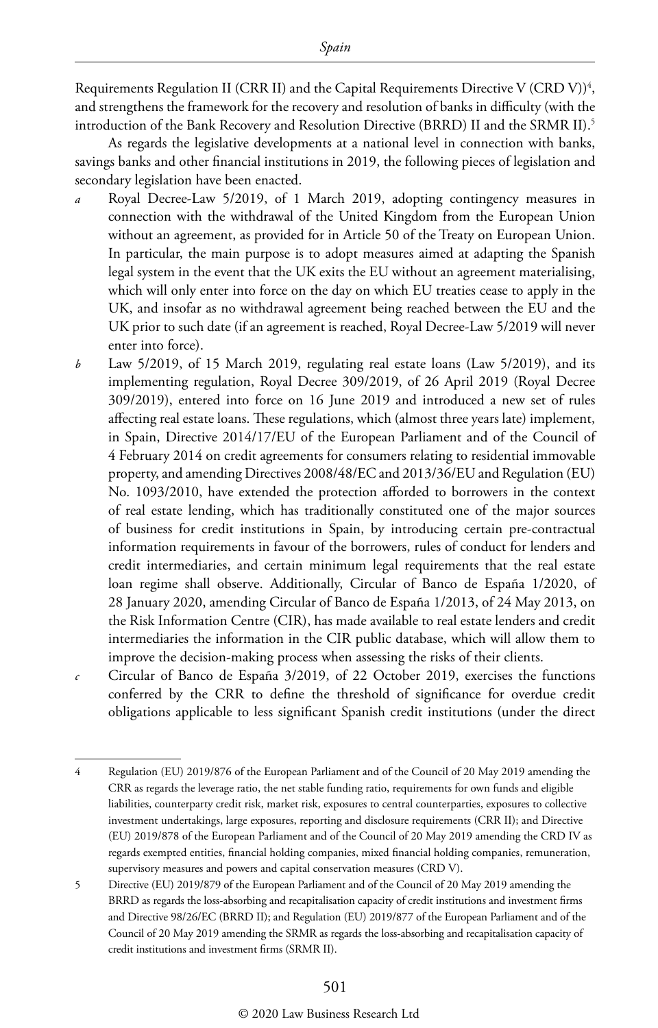Requirements Regulation II (CRR II) and the Capital Requirements Directive V (CRD V))[4], and strengthens the framework for the recovery and resolution of banks in difficulty (with the introduction of the Bank Recovery and Resolution Directive (BRRD) II and the SRMR II).[5]

As regards the legislative developments at a national level in connection with banks, savings banks and other financial institutions in 2019, the following pieces of legislation and secondary legislation have been enacted.

*a* Royal Decree-Law 5/2019, of 1 March 2019, adopting contingency measures in connection with the withdrawal of the United Kingdom from the European Union without an agreement, as provided for in Article 50 of the Treaty on European Union. In particular, the main purpose is to adopt measures aimed at adapting the Spanish legal system in the event that the UK exits the EU without an agreement materialising, which will only enter into force on the day on which EU treaties cease to apply in the UK, and insofar as no withdrawal agreement being reached between the EU and the UK prior to such date (if an agreement is reached, Royal Decree-Law 5/2019 will never enter into force).

*b* Law 5/2019, of 15 March 2019, regulating real estate loans (Law 5/2019), and its implementing regulation, Royal Decree 309/2019, of 26 April 2019 (Royal Decree 309/2019), entered into force on 16 June 2019 and introduced a new set of rules affecting real estate loans. These regulations, which (almost three years late) implement, in Spain, Directive 2014/17/EU of the European Parliament and of the Council of 4 February 2014 on credit agreements for consumers relating to residential immovable property, and amending Directives 2008/48/EC and 2013/36/EU and Regulation (EU) No. 1093/2010, have extended the protection afforded to borrowers in the context of real estate lending, which has traditionally constituted one of the major sources of business for credit institutions in Spain, by introducing certain pre-contractual information requirements in favour of the borrowers, rules of conduct for lenders and credit intermediaries, and certain minimum legal requirements that the real estate loan regime shall observe. Additionally, Circular of Banco de España 1/2020, of 28 January 2020, amending Circular of Banco de España 1/2013, of 24 May 2013, on the Risk Information Centre (CIR), has made available to real estate lenders and credit intermediaries the information in the CIR public database, which will allow them to improve the decision-making process when assessing the risks of their clients.

*c* Circular of Banco de España 3/2019, of 22 October 2019, exercises the functions conferred by the CRR to define the threshold of significance for overdue credit obligations applicable to less significant Spanish credit institutions (under the direct

---

4 Regulation (EU) 2019/876 of the European Parliament and of the Council of 20 May 2019 amending the CRR as regards the leverage ratio, the net stable funding ratio, requirements for own funds and eligible liabilities, counterparty credit risk, market risk, exposures to central counterparties, exposures to collective investment undertakings, large exposures, reporting and disclosure requirements (CRR II); and Directive (EU) 2019/878 of the European Parliament and of the Council of 20 May 2019 amending the CRD IV as regards exempted entities, financial holding companies, mixed financial holding companies, remuneration, supervisory measures and powers and capital conservation measures (CRD V).

5 Directive (EU) 2019/879 of the European Parliament and of the Council of 20 May 2019 amending the BRRD as regards the loss-absorbing and recapitalisation capacity of credit institutions and investment firms and Directive 98/26/EC (BRRD II); and Regulation (EU) 2019/877 of the European Parliament and of the Council of 20 May 2019 amending the SRMR as regards the loss-absorbing and recapitalisation capacity of credit institutions and investment firms (SRMR II).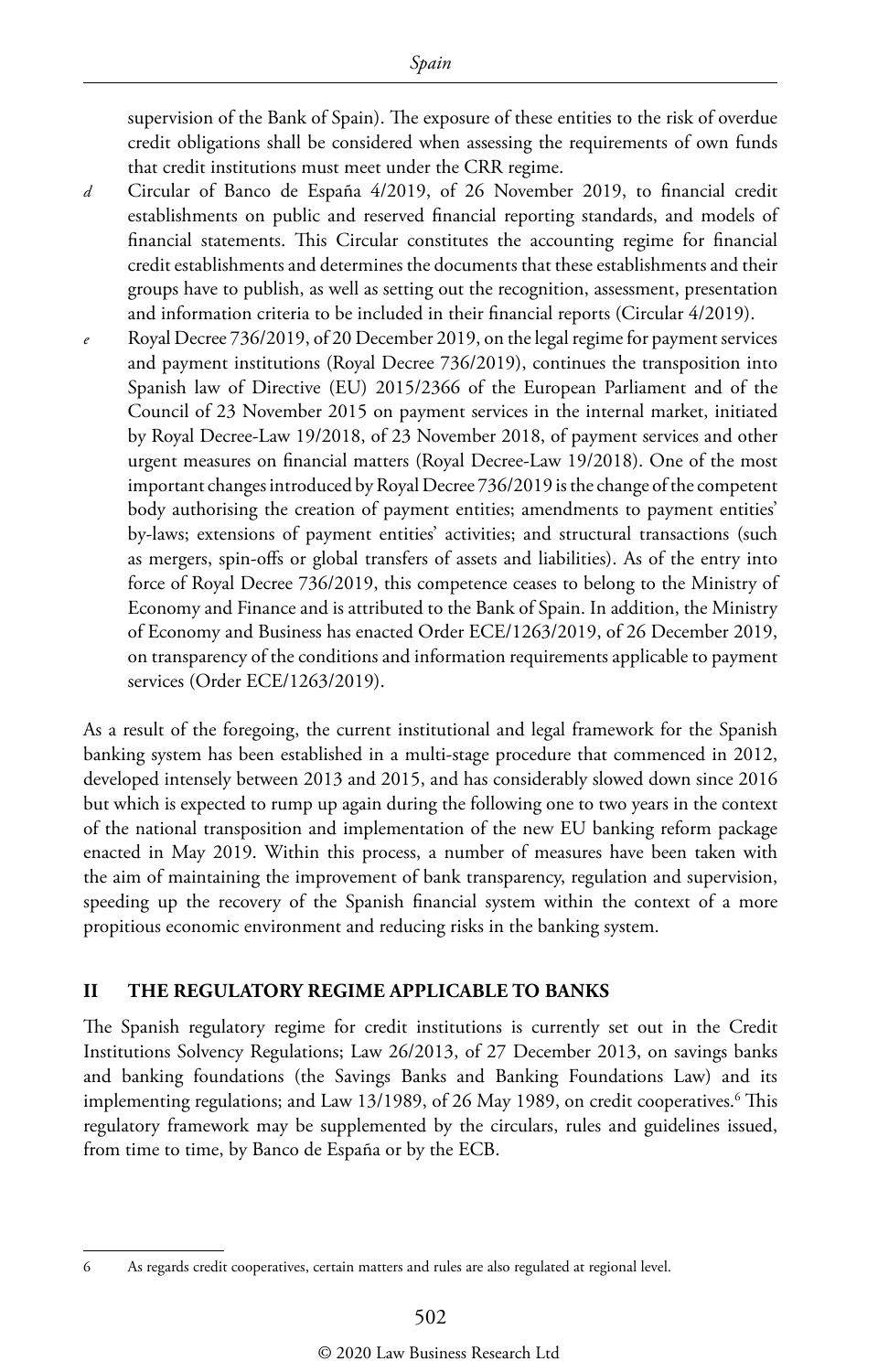supervision of the Bank of Spain). The exposure of these entities to the risk of overdue credit obligations shall be considered when assessing the requirements of own funds that credit institutions must meet under the CRR regime.

*d* Circular of Banco de España 4/2019, of 26 November 2019, to financial credit establishments on public and reserved financial reporting standards, and models of financial statements. This Circular constitutes the accounting regime for financial credit establishments and determines the documents that these establishments and their groups have to publish, as well as setting out the recognition, assessment, presentation and information criteria to be included in their financial reports (Circular 4/2019).

*e* Royal Decree 736/2019, of 20 December 2019, on the legal regime for payment services and payment institutions (Royal Decree 736/2019), continues the transposition into Spanish law of Directive (EU) 2015/2366 of the European Parliament and of the Council of 23 November 2015 on payment services in the internal market, initiated by Royal Decree-Law 19/2018, of 23 November 2018, of payment services and other urgent measures on financial matters (Royal Decree-Law 19/2018). One of the most important changes introduced by Royal Decree 736/2019 is the change of the competent body authorising the creation of payment entities; amendments to payment entities' by-laws; extensions of payment entities' activities; and structural transactions (such as mergers, spin-offs or global transfers of assets and liabilities). As of the entry into force of Royal Decree 736/2019, this competence ceases to belong to the Ministry of Economy and Finance and is attributed to the Bank of Spain. In addition, the Ministry of Economy and Business has enacted Order ECE/1263/2019, of 26 December 2019, on transparency of the conditions and information requirements applicable to payment services (Order ECE/1263/2019).

As a result of the foregoing, the current institutional and legal framework for the Spanish banking system has been established in a multi-stage procedure that commenced in 2012, developed intensely between 2013 and 2015, and has considerably slowed down since 2016 but which is expected to rump up again during the following one to two years in the context of the national transposition and implementation of the new EU banking reform package enacted in May 2019. Within this process, a number of measures have been taken with the aim of maintaining the improvement of bank transparency, regulation and supervision, speeding up the recovery of the Spanish financial system within the context of a more propitious economic environment and reducing risks in the banking system.

## II THE REGULATORY REGIME APPLICABLE TO BANKS

The Spanish regulatory regime for credit institutions is currently set out in the Credit Institutions Solvency Regulations; Law 26/2013, of 27 December 2013, on savings banks and banking foundations (the Savings Banks and Banking Foundations Law) and its implementing regulations; and Law 13/1989, of 26 May 1989, on credit cooperatives.[6] This regulatory framework may be supplemented by the circulars, rules and guidelines issued, from time to time, by Banco de España or by the ECB.

6 As regards credit cooperatives, certain matters and rules are also regulated at regional level.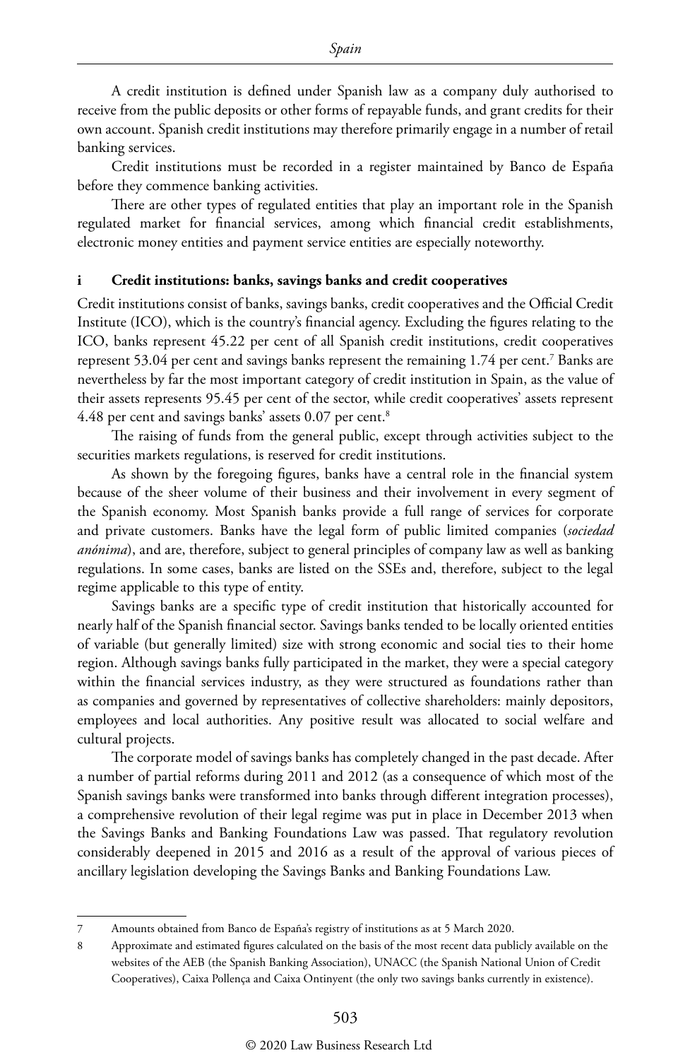A credit institution is defined under Spanish law as a company duly authorised to receive from the public deposits or other forms of repayable funds, and grant credits for their own account. Spanish credit institutions may therefore primarily engage in a number of retail banking services.

Credit institutions must be recorded in a register maintained by Banco de España before they commence banking activities.

There are other types of regulated entities that play an important role in the Spanish regulated market for financial services, among which financial credit establishments, electronic money entities and payment service entities are especially noteworthy.

### i Credit institutions: banks, savings banks and credit cooperatives

Credit institutions consist of banks, savings banks, credit cooperatives and the Official Credit Institute (ICO), which is the country's financial agency. Excluding the figures relating to the ICO, banks represent 45.22 per cent of all Spanish credit institutions, credit cooperatives represent 53.04 per cent and savings banks represent the remaining 1.74 per cent.[7] Banks are nevertheless by far the most important category of credit institution in Spain, as the value of their assets represents 95.45 per cent of the sector, while credit cooperatives' assets represent 4.48 per cent and savings banks' assets 0.07 per cent.[8]

The raising of funds from the general public, except through activities subject to the securities markets regulations, is reserved for credit institutions.

As shown by the foregoing figures, banks have a central role in the financial system because of the sheer volume of their business and their involvement in every segment of the Spanish economy. Most Spanish banks provide a full range of services for corporate and private customers. Banks have the legal form of public limited companies (*sociedad anónima*), and are, therefore, subject to general principles of company law as well as banking regulations. In some cases, banks are listed on the SSEs and, therefore, subject to the legal regime applicable to this type of entity.

Savings banks are a specific type of credit institution that historically accounted for nearly half of the Spanish financial sector. Savings banks tended to be locally oriented entities of variable (but generally limited) size with strong economic and social ties to their home region. Although savings banks fully participated in the market, they were a special category within the financial services industry, as they were structured as foundations rather than as companies and governed by representatives of collective shareholders: mainly depositors, employees and local authorities. Any positive result was allocated to social welfare and cultural projects.

The corporate model of savings banks has completely changed in the past decade. After a number of partial reforms during 2011 and 2012 (as a consequence of which most of the Spanish savings banks were transformed into banks through different integration processes), a comprehensive revolution of their legal regime was put in place in December 2013 when the Savings Banks and Banking Foundations Law was passed. That regulatory revolution considerably deepened in 2015 and 2016 as a result of the approval of various pieces of ancillary legislation developing the Savings Banks and Banking Foundations Law.

---

7 Amounts obtained from Banco de España's registry of institutions as at 5 March 2020.

8 Approximate and estimated figures calculated on the basis of the most recent data publicly available on the websites of the AEB (the Spanish Banking Association), UNACC (the Spanish National Union of Credit Cooperatives), Caixa Pollença and Caixa Ontinyent (the only two savings banks currently in existence).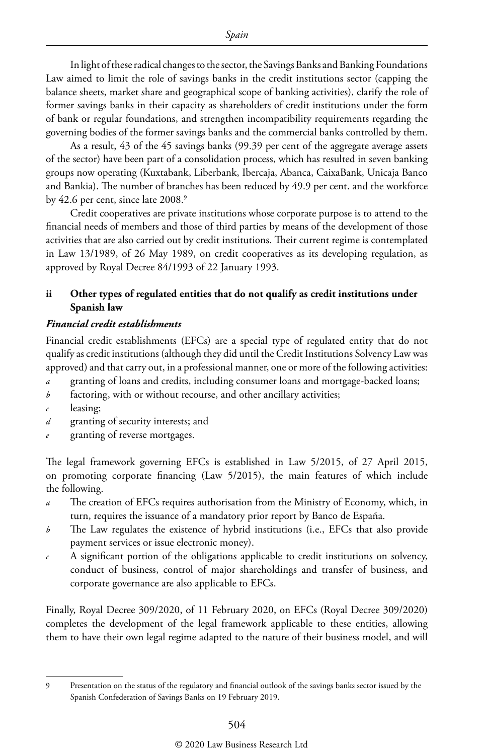In light of these radical changes to the sector, the Savings Banks and Banking Foundations Law aimed to limit the role of savings banks in the credit institutions sector (capping the balance sheets, market share and geographical scope of banking activities), clarify the role of former savings banks in their capacity as shareholders of credit institutions under the form of bank or regular foundations, and strengthen incompatibility requirements regarding the governing bodies of the former savings banks and the commercial banks controlled by them.

As a result, 43 of the 45 savings banks (99.39 per cent of the aggregate average assets of the sector) have been part of a consolidation process, which has resulted in seven banking groups now operating (Kuxtabank, Liberbank, Ibercaja, Abanca, CaixaBank, Unicaja Banco and Bankia). The number of branches has been reduced by 49.9 per cent. and the workforce by 42.6 per cent, since late 2008.[9]

Credit cooperatives are private institutions whose corporate purpose is to attend to the financial needs of members and those of third parties by means of the development of those activities that are also carried out by credit institutions. Their current regime is contemplated in Law 13/1989, of 26 May 1989, on credit cooperatives as its developing regulation, as approved by Royal Decree 84/1993 of 22 January 1993.

### ii Other types of regulated entities that do not qualify as credit institutions under Spanish law

#### *Financial credit establishments*

Financial credit establishments (EFCs) are a special type of regulated entity that do not qualify as credit institutions (although they did until the Credit Institutions Solvency Law was approved) and that carry out, in a professional manner, one or more of the following activities:

*a* granting of loans and credits, including consumer loans and mortgage-backed loans;
*b* factoring, with or without recourse, and other ancillary activities;
*c* leasing;
*d* granting of security interests; and
*e* granting of reverse mortgages.

The legal framework governing EFCs is established in Law 5/2015, of 27 April 2015, on promoting corporate financing (Law 5/2015), the main features of which include the following.

*a* The creation of EFCs requires authorisation from the Ministry of Economy, which, in turn, requires the issuance of a mandatory prior report by Banco de España.
*b* The Law regulates the existence of hybrid institutions (i.e., EFCs that also provide payment services or issue electronic money).
*c* A significant portion of the obligations applicable to credit institutions on solvency, conduct of business, control of major shareholdings and transfer of business, and corporate governance are also applicable to EFCs.

Finally, Royal Decree 309/2020, of 11 February 2020, on EFCs (Royal Decree 309/2020) completes the development of the legal framework applicable to these entities, allowing them to have their own legal regime adapted to the nature of their business model, and will

---

9 Presentation on the status of the regulatory and financial outlook of the savings banks sector issued by the Spanish Confederation of Savings Banks on 19 February 2019.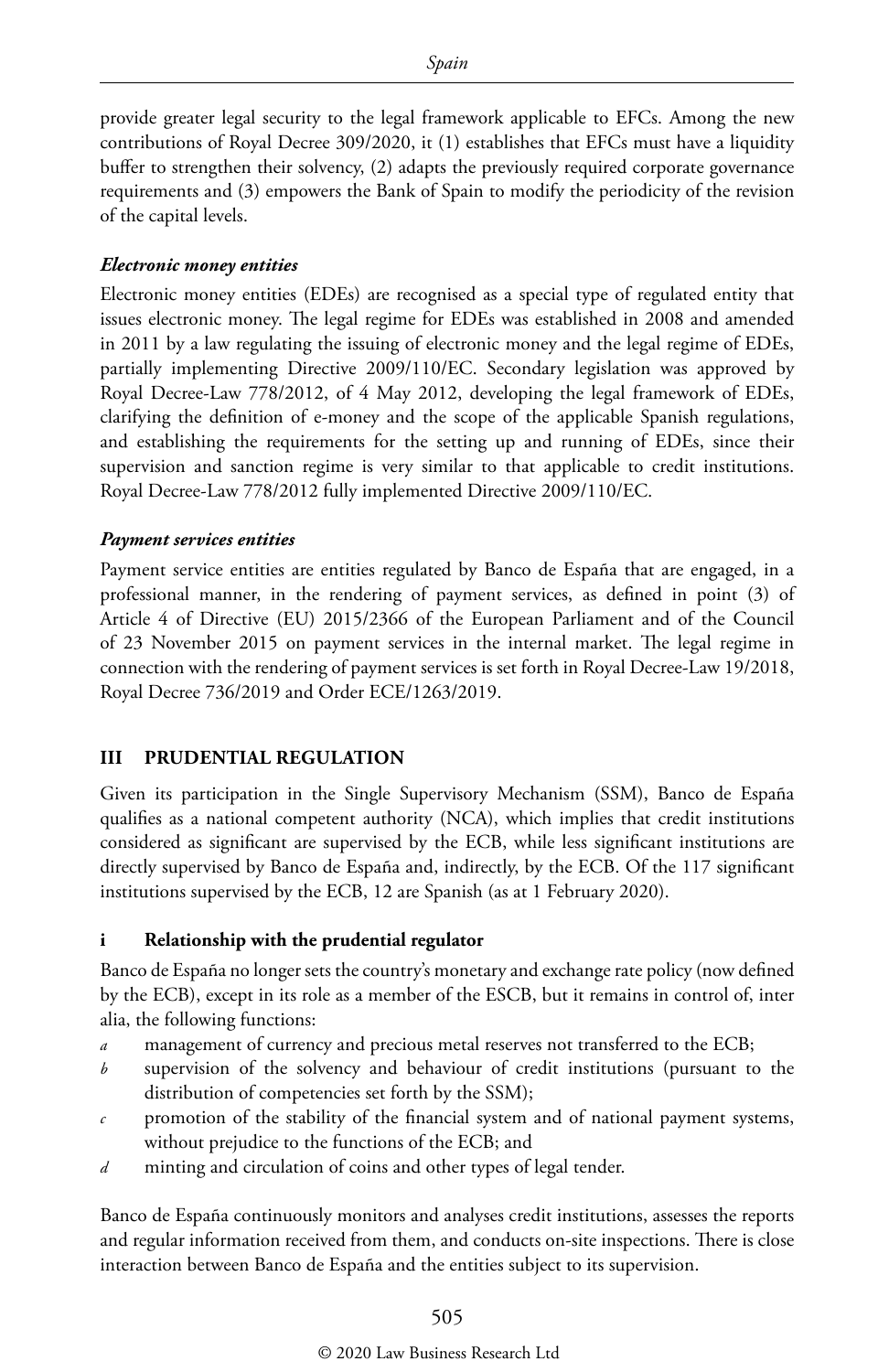provide greater legal security to the legal framework applicable to EFCs. Among the new contributions of Royal Decree 309/2020, it (1) establishes that EFCs must have a liquidity buffer to strengthen their solvency, (2) adapts the previously required corporate governance requirements and (3) empowers the Bank of Spain to modify the periodicity of the revision of the capital levels.

***Electronic money entities***

Electronic money entities (EDEs) are recognised as a special type of regulated entity that issues electronic money. The legal regime for EDEs was established in 2008 and amended in 2011 by a law regulating the issuing of electronic money and the legal regime of EDEs, partially implementing Directive 2009/110/EC. Secondary legislation was approved by Royal Decree-Law 778/2012, of 4 May 2012, developing the legal framework of EDEs, clarifying the definition of e-money and the scope of the applicable Spanish regulations, and establishing the requirements for the setting up and running of EDEs, since their supervision and sanction regime is very similar to that applicable to credit institutions. Royal Decree-Law 778/2012 fully implemented Directive 2009/110/EC.

***Payment services entities***

Payment service entities are entities regulated by Banco de España that are engaged, in a professional manner, in the rendering of payment services, as defined in point (3) of Article 4 of Directive (EU) 2015/2366 of the European Parliament and of the Council of 23 November 2015 on payment services in the internal market. The legal regime in connection with the rendering of payment services is set forth in Royal Decree-Law 19/2018, Royal Decree 736/2019 and Order ECE/1263/2019.

## III PRUDENTIAL REGULATION

Given its participation in the Single Supervisory Mechanism (SSM), Banco de España qualifies as a national competent authority (NCA), which implies that credit institutions considered as significant are supervised by the ECB, while less significant institutions are directly supervised by Banco de España and, indirectly, by the ECB. Of the 117 significant institutions supervised by the ECB, 12 are Spanish (as at 1 February 2020).

### i Relationship with the prudential regulator

Banco de España no longer sets the country's monetary and exchange rate policy (now defined by the ECB), except in its role as a member of the ESCB, but it remains in control of, inter alia, the following functions:

*a* management of currency and precious metal reserves not transferred to the ECB;

*b* supervision of the solvency and behaviour of credit institutions (pursuant to the distribution of competencies set forth by the SSM);

*c* promotion of the stability of the financial system and of national payment systems, without prejudice to the functions of the ECB; and

*d* minting and circulation of coins and other types of legal tender.

Banco de España continuously monitors and analyses credit institutions, assesses the reports and regular information received from them, and conducts on-site inspections. There is close interaction between Banco de España and the entities subject to its supervision.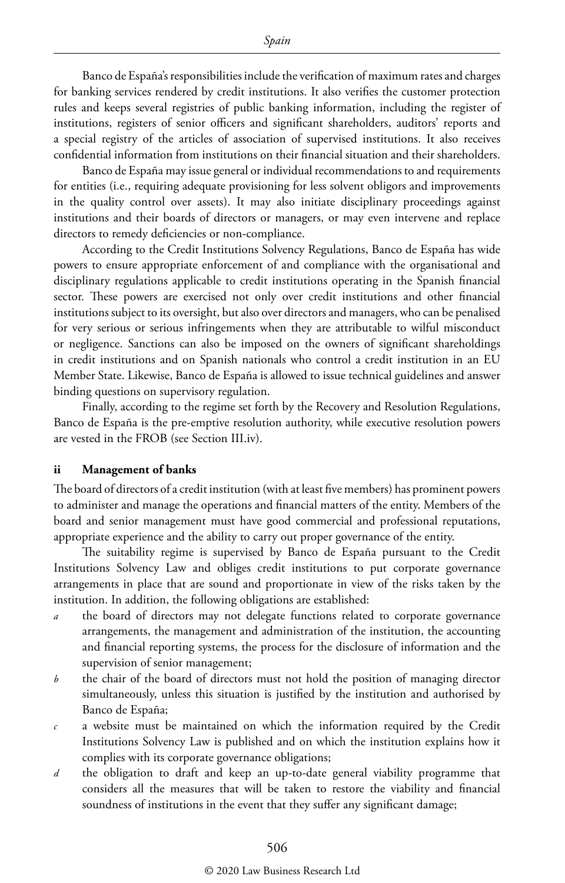Banco de España's responsibilities include the verification of maximum rates and charges for banking services rendered by credit institutions. It also verifies the customer protection rules and keeps several registries of public banking information, including the register of institutions, registers of senior officers and significant shareholders, auditors' reports and a special registry of the articles of association of supervised institutions. It also receives confidential information from institutions on their financial situation and their shareholders.

Banco de España may issue general or individual recommendations to and requirements for entities (i.e., requiring adequate provisioning for less solvent obligors and improvements in the quality control over assets). It may also initiate disciplinary proceedings against institutions and their boards of directors or managers, or may even intervene and replace directors to remedy deficiencies or non-compliance.

According to the Credit Institutions Solvency Regulations, Banco de España has wide powers to ensure appropriate enforcement of and compliance with the organisational and disciplinary regulations applicable to credit institutions operating in the Spanish financial sector. These powers are exercised not only over credit institutions and other financial institutions subject to its oversight, but also over directors and managers, who can be penalised for very serious or serious infringements when they are attributable to wilful misconduct or negligence. Sanctions can also be imposed on the owners of significant shareholdings in credit institutions and on Spanish nationals who control a credit institution in an EU Member State. Likewise, Banco de España is allowed to issue technical guidelines and answer binding questions on supervisory regulation.

Finally, according to the regime set forth by the Recovery and Resolution Regulations, Banco de España is the pre-emptive resolution authority, while executive resolution powers are vested in the FROB (see Section III.iv).

### ii Management of banks

The board of directors of a credit institution (with at least five members) has prominent powers to administer and manage the operations and financial matters of the entity. Members of the board and senior management must have good commercial and professional reputations, appropriate experience and the ability to carry out proper governance of the entity.

The suitability regime is supervised by Banco de España pursuant to the Credit Institutions Solvency Law and obliges credit institutions to put corporate governance arrangements in place that are sound and proportionate in view of the risks taken by the institution. In addition, the following obligations are established:

- *a* the board of directors may not delegate functions related to corporate governance arrangements, the management and administration of the institution, the accounting and financial reporting systems, the process for the disclosure of information and the supervision of senior management;
- *b* the chair of the board of directors must not hold the position of managing director simultaneously, unless this situation is justified by the institution and authorised by Banco de España;
- *c* a website must be maintained on which the information required by the Credit Institutions Solvency Law is published and on which the institution explains how it complies with its corporate governance obligations;
- *d* the obligation to draft and keep an up-to-date general viability programme that considers all the measures that will be taken to restore the viability and financial soundness of institutions in the event that they suffer any significant damage;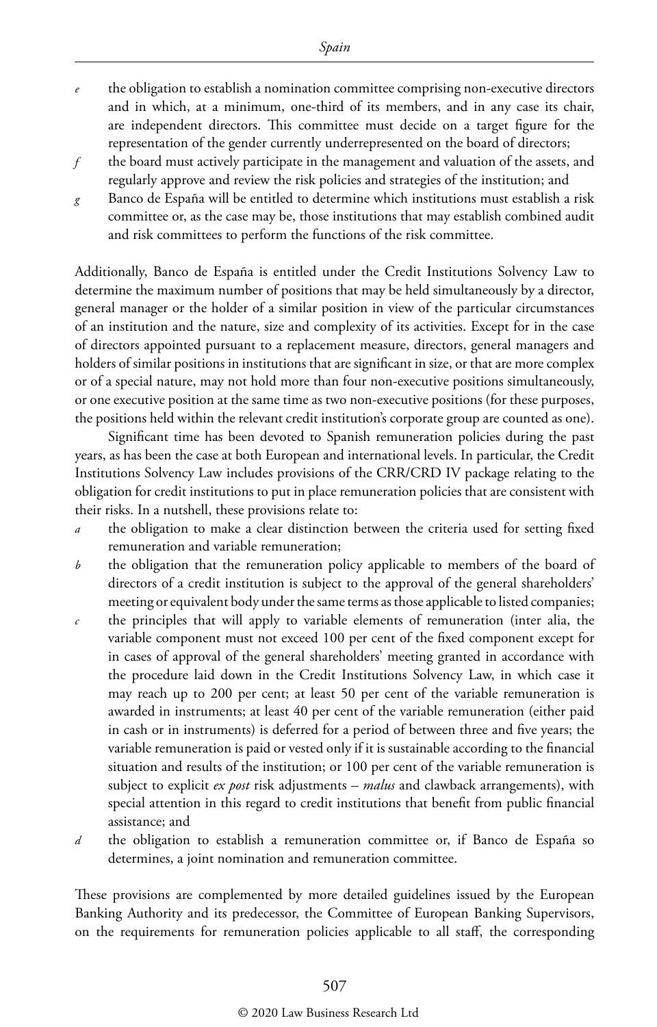*e* the obligation to establish a nomination committee comprising non-executive directors and in which, at a minimum, one-third of its members, and in any case its chair, are independent directors. This committee must decide on a target figure for the representation of the gender currently underrepresented on the board of directors;

*f* the board must actively participate in the management and valuation of the assets, and regularly approve and review the risk policies and strategies of the institution; and

*g* Banco de España will be entitled to determine which institutions must establish a risk committee or, as the case may be, those institutions that may establish combined audit and risk committees to perform the functions of the risk committee.

Additionally, Banco de España is entitled under the Credit Institutions Solvency Law to determine the maximum number of positions that may be held simultaneously by a director, general manager or the holder of a similar position in view of the particular circumstances of an institution and the nature, size and complexity of its activities. Except for in the case of directors appointed pursuant to a replacement measure, directors, general managers and holders of similar positions in institutions that are significant in size, or that are more complex or of a special nature, may not hold more than four non-executive positions simultaneously, or one executive position at the same time as two non-executive positions (for these purposes, the positions held within the relevant credit institution's corporate group are counted as one).

Significant time has been devoted to Spanish remuneration policies during the past years, as has been the case at both European and international levels. In particular, the Credit Institutions Solvency Law includes provisions of the CRR/CRD IV package relating to the obligation for credit institutions to put in place remuneration policies that are consistent with their risks. In a nutshell, these provisions relate to:

*a* the obligation to make a clear distinction between the criteria used for setting fixed remuneration and variable remuneration;

*b* the obligation that the remuneration policy applicable to members of the board of directors of a credit institution is subject to the approval of the general shareholders' meeting or equivalent body under the same terms as those applicable to listed companies;

*c* the principles that will apply to variable elements of remuneration (inter alia, the variable component must not exceed 100 per cent of the fixed component except for in cases of approval of the general shareholders' meeting granted in accordance with the procedure laid down in the Credit Institutions Solvency Law, in which case it may reach up to 200 per cent; at least 50 per cent of the variable remuneration is awarded in instruments; at least 40 per cent of the variable remuneration (either paid in cash or in instruments) is deferred for a period of between three and five years; the variable remuneration is paid or vested only if it is sustainable according to the financial situation and results of the institution; or 100 per cent of the variable remuneration is subject to explicit *ex post* risk adjustments – *malus* and clawback arrangements), with special attention in this regard to credit institutions that benefit from public financial assistance; and

*d* the obligation to establish a remuneration committee or, if Banco de España so determines, a joint nomination and remuneration committee.

These provisions are complemented by more detailed guidelines issued by the European Banking Authority and its predecessor, the Committee of European Banking Supervisors, on the requirements for remuneration policies applicable to all staff, the corresponding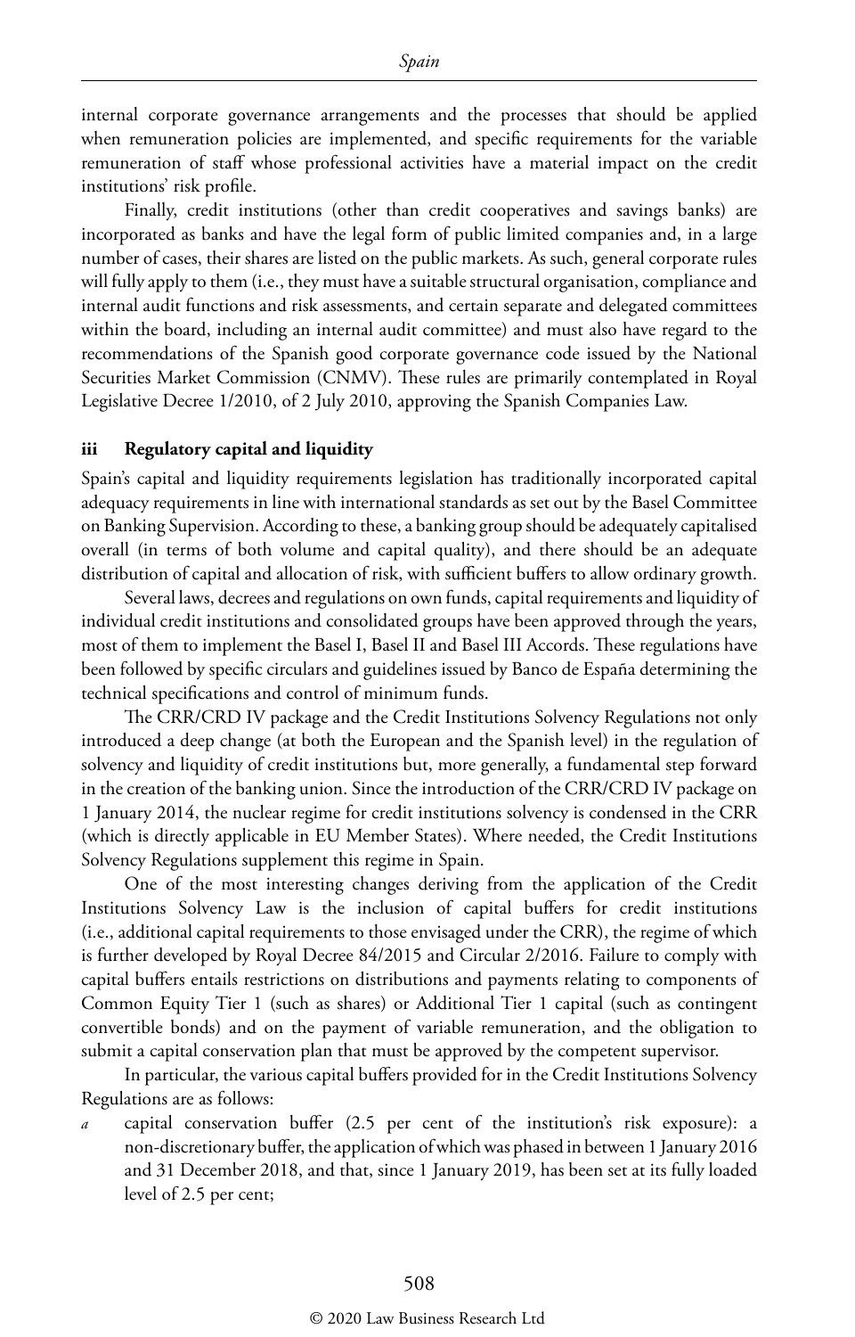internal corporate governance arrangements and the processes that should be applied when remuneration policies are implemented, and specific requirements for the variable remuneration of staff whose professional activities have a material impact on the credit institutions' risk profile.

Finally, credit institutions (other than credit cooperatives and savings banks) are incorporated as banks and have the legal form of public limited companies and, in a large number of cases, their shares are listed on the public markets. As such, general corporate rules will fully apply to them (i.e., they must have a suitable structural organisation, compliance and internal audit functions and risk assessments, and certain separate and delegated committees within the board, including an internal audit committee) and must also have regard to the recommendations of the Spanish good corporate governance code issued by the National Securities Market Commission (CNMV). These rules are primarily contemplated in Royal Legislative Decree 1/2010, of 2 July 2010, approving the Spanish Companies Law.

### iii Regulatory capital and liquidity

Spain's capital and liquidity requirements legislation has traditionally incorporated capital adequacy requirements in line with international standards as set out by the Basel Committee on Banking Supervision. According to these, a banking group should be adequately capitalised overall (in terms of both volume and capital quality), and there should be an adequate distribution of capital and allocation of risk, with sufficient buffers to allow ordinary growth.

Several laws, decrees and regulations on own funds, capital requirements and liquidity of individual credit institutions and consolidated groups have been approved through the years, most of them to implement the Basel I, Basel II and Basel III Accords. These regulations have been followed by specific circulars and guidelines issued by Banco de España determining the technical specifications and control of minimum funds.

The CRR/CRD IV package and the Credit Institutions Solvency Regulations not only introduced a deep change (at both the European and the Spanish level) in the regulation of solvency and liquidity of credit institutions but, more generally, a fundamental step forward in the creation of the banking union. Since the introduction of the CRR/CRD IV package on 1 January 2014, the nuclear regime for credit institutions solvency is condensed in the CRR (which is directly applicable in EU Member States). Where needed, the Credit Institutions Solvency Regulations supplement this regime in Spain.

One of the most interesting changes deriving from the application of the Credit Institutions Solvency Law is the inclusion of capital buffers for credit institutions (i.e., additional capital requirements to those envisaged under the CRR), the regime of which is further developed by Royal Decree 84/2015 and Circular 2/2016. Failure to comply with capital buffers entails restrictions on distributions and payments relating to components of Common Equity Tier 1 (such as shares) or Additional Tier 1 capital (such as contingent convertible bonds) and on the payment of variable remuneration, and the obligation to submit a capital conservation plan that must be approved by the competent supervisor.

In particular, the various capital buffers provided for in the Credit Institutions Solvency Regulations are as follows:

*a* capital conservation buffer (2.5 per cent of the institution's risk exposure): a non-discretionary buffer, the application of which was phased in between 1 January 2016 and 31 December 2018, and that, since 1 January 2019, has been set at its fully loaded level of 2.5 per cent;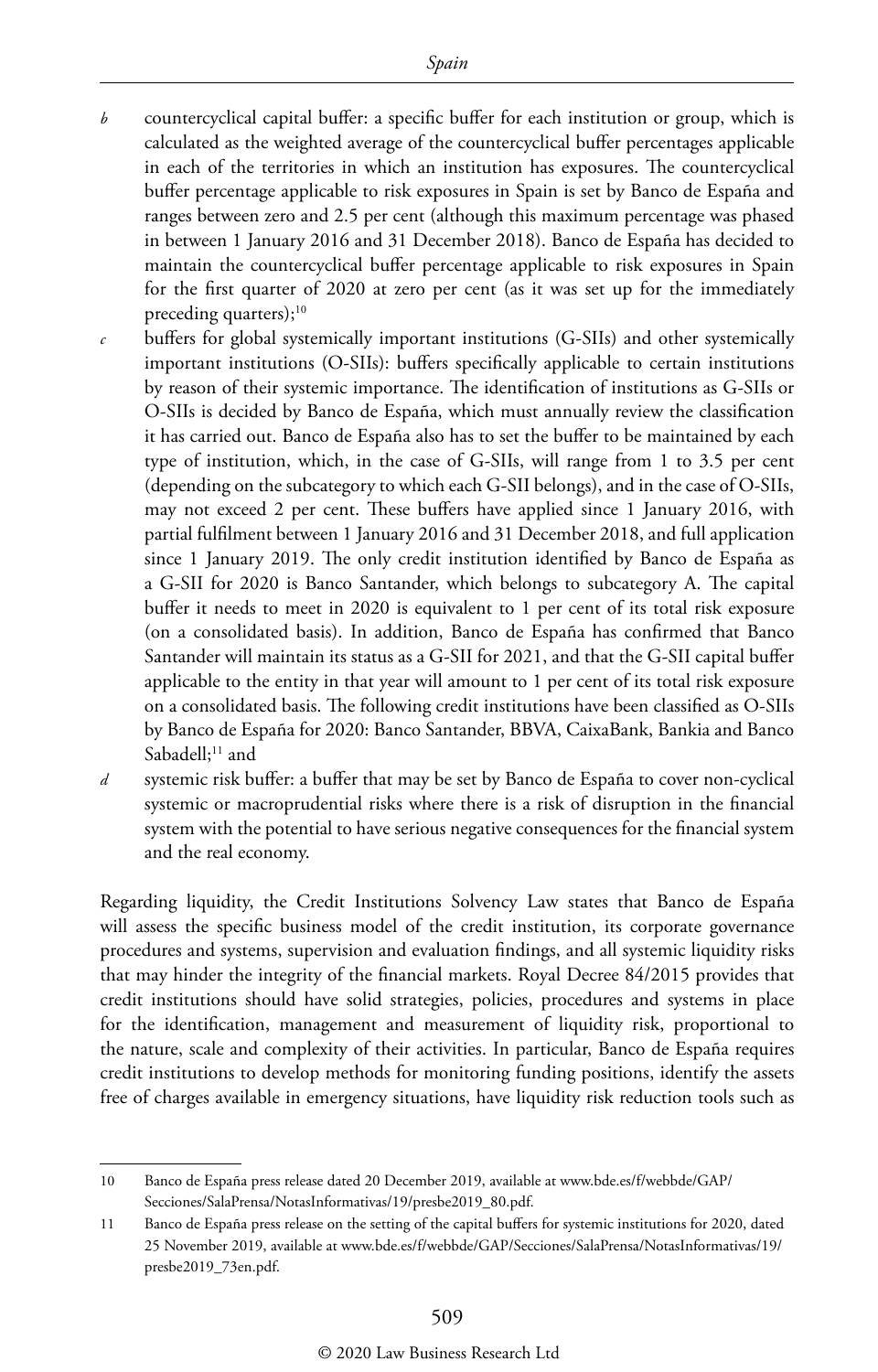*b* countercyclical capital buffer: a specific buffer for each institution or group, which is calculated as the weighted average of the countercyclical buffer percentages applicable in each of the territories in which an institution has exposures. The countercyclical buffer percentage applicable to risk exposures in Spain is set by Banco de España and ranges between zero and 2.5 per cent (although this maximum percentage was phased in between 1 January 2016 and 31 December 2018). Banco de España has decided to maintain the countercyclical buffer percentage applicable to risk exposures in Spain for the first quarter of 2020 at zero per cent (as it was set up for the immediately preceding quarters);[10]

*c* buffers for global systemically important institutions (G-SIIs) and other systemically important institutions (O-SIIs): buffers specifically applicable to certain institutions by reason of their systemic importance. The identification of institutions as G-SIIs or O-SIIs is decided by Banco de España, which must annually review the classification it has carried out. Banco de España also has to set the buffer to be maintained by each type of institution, which, in the case of G-SIIs, will range from 1 to 3.5 per cent (depending on the subcategory to which each G-SII belongs), and in the case of O-SIIs, may not exceed 2 per cent. These buffers have applied since 1 January 2016, with partial fulfilment between 1 January 2016 and 31 December 2018, and full application since 1 January 2019. The only credit institution identified by Banco de España as a G-SII for 2020 is Banco Santander, which belongs to subcategory A. The capital buffer it needs to meet in 2020 is equivalent to 1 per cent of its total risk exposure (on a consolidated basis). In addition, Banco de España has confirmed that Banco Santander will maintain its status as a G-SII for 2021, and that the G-SII capital buffer applicable to the entity in that year will amount to 1 per cent of its total risk exposure on a consolidated basis. The following credit institutions have been classified as O-SIIs by Banco de España for 2020: Banco Santander, BBVA, CaixaBank, Bankia and Banco Sabadell;[11] and

*d* systemic risk buffer: a buffer that may be set by Banco de España to cover non-cyclical systemic or macroprudential risks where there is a risk of disruption in the financial system with the potential to have serious negative consequences for the financial system and the real economy.

Regarding liquidity, the Credit Institutions Solvency Law states that Banco de España will assess the specific business model of the credit institution, its corporate governance procedures and systems, supervision and evaluation findings, and all systemic liquidity risks that may hinder the integrity of the financial markets. Royal Decree 84/2015 provides that credit institutions should have solid strategies, policies, procedures and systems in place for the identification, management and measurement of liquidity risk, proportional to the nature, scale and complexity of their activities. In particular, Banco de España requires credit institutions to develop methods for monitoring funding positions, identify the assets free of charges available in emergency situations, have liquidity risk reduction tools such as

---

10 Banco de España press release dated 20 December 2019, available at www.bde.es/f/webbde/GAP/Secciones/SalaPrensa/NotasInformativas/19/presbe2019_80.pdf.

11 Banco de España press release on the setting of the capital buffers for systemic institutions for 2020, dated 25 November 2019, available at www.bde.es/f/webbde/GAP/Secciones/SalaPrensa/NotasInformativas/19/presbe2019_73en.pdf.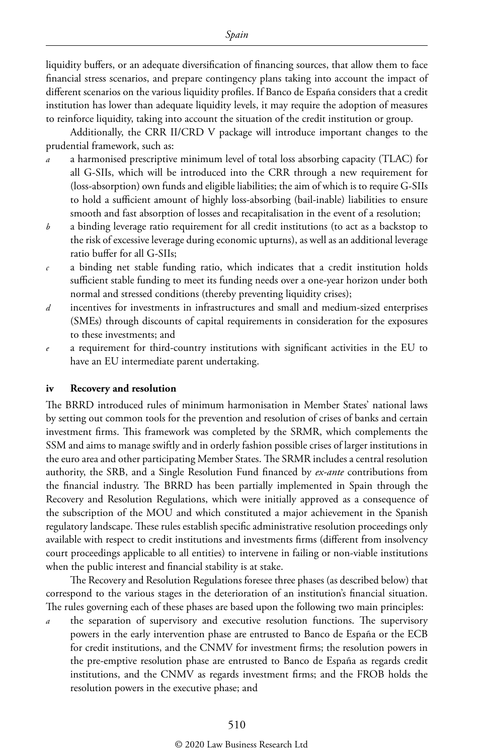liquidity buffers, or an adequate diversification of financing sources, that allow them to face financial stress scenarios, and prepare contingency plans taking into account the impact of different scenarios on the various liquidity profiles. If Banco de España considers that a credit institution has lower than adequate liquidity levels, it may require the adoption of measures to reinforce liquidity, taking into account the situation of the credit institution or group.

Additionally, the CRR II/CRD V package will introduce important changes to the prudential framework, such as:

*a* a harmonised prescriptive minimum level of total loss absorbing capacity (TLAC) for all G-SIIs, which will be introduced into the CRR through a new requirement for (loss-absorption) own funds and eligible liabilities; the aim of which is to require G-SIIs to hold a sufficient amount of highly loss-absorbing (bail-inable) liabilities to ensure smooth and fast absorption of losses and recapitalisation in the event of a resolution;

*b* a binding leverage ratio requirement for all credit institutions (to act as a backstop to the risk of excessive leverage during economic upturns), as well as an additional leverage ratio buffer for all G-SIIs;

*c* a binding net stable funding ratio, which indicates that a credit institution holds sufficient stable funding to meet its funding needs over a one-year horizon under both normal and stressed conditions (thereby preventing liquidity crises);

*d* incentives for investments in infrastructures and small and medium-sized enterprises (SMEs) through discounts of capital requirements in consideration for the exposures to these investments; and

*e* a requirement for third-country institutions with significant activities in the EU to have an EU intermediate parent undertaking.

### iv Recovery and resolution

The BRRD introduced rules of minimum harmonisation in Member States' national laws by setting out common tools for the prevention and resolution of crises of banks and certain investment firms. This framework was completed by the SRMR, which complements the SSM and aims to manage swiftly and in orderly fashion possible crises of larger institutions in the euro area and other participating Member States. The SRMR includes a central resolution authority, the SRB, and a Single Resolution Fund financed by *ex-ante* contributions from the financial industry. The BRRD has been partially implemented in Spain through the Recovery and Resolution Regulations, which were initially approved as a consequence of the subscription of the MOU and which constituted a major achievement in the Spanish regulatory landscape. These rules establish specific administrative resolution proceedings only available with respect to credit institutions and investments firms (different from insolvency court proceedings applicable to all entities) to intervene in failing or non-viable institutions when the public interest and financial stability is at stake.

The Recovery and Resolution Regulations foresee three phases (as described below) that correspond to the various stages in the deterioration of an institution's financial situation. The rules governing each of these phases are based upon the following two main principles:

*a* the separation of supervisory and executive resolution functions. The supervisory powers in the early intervention phase are entrusted to Banco de España or the ECB for credit institutions, and the CNMV for investment firms; the resolution powers in the pre-emptive resolution phase are entrusted to Banco de España as regards credit institutions, and the CNMV as regards investment firms; and the FROB holds the resolution powers in the executive phase; and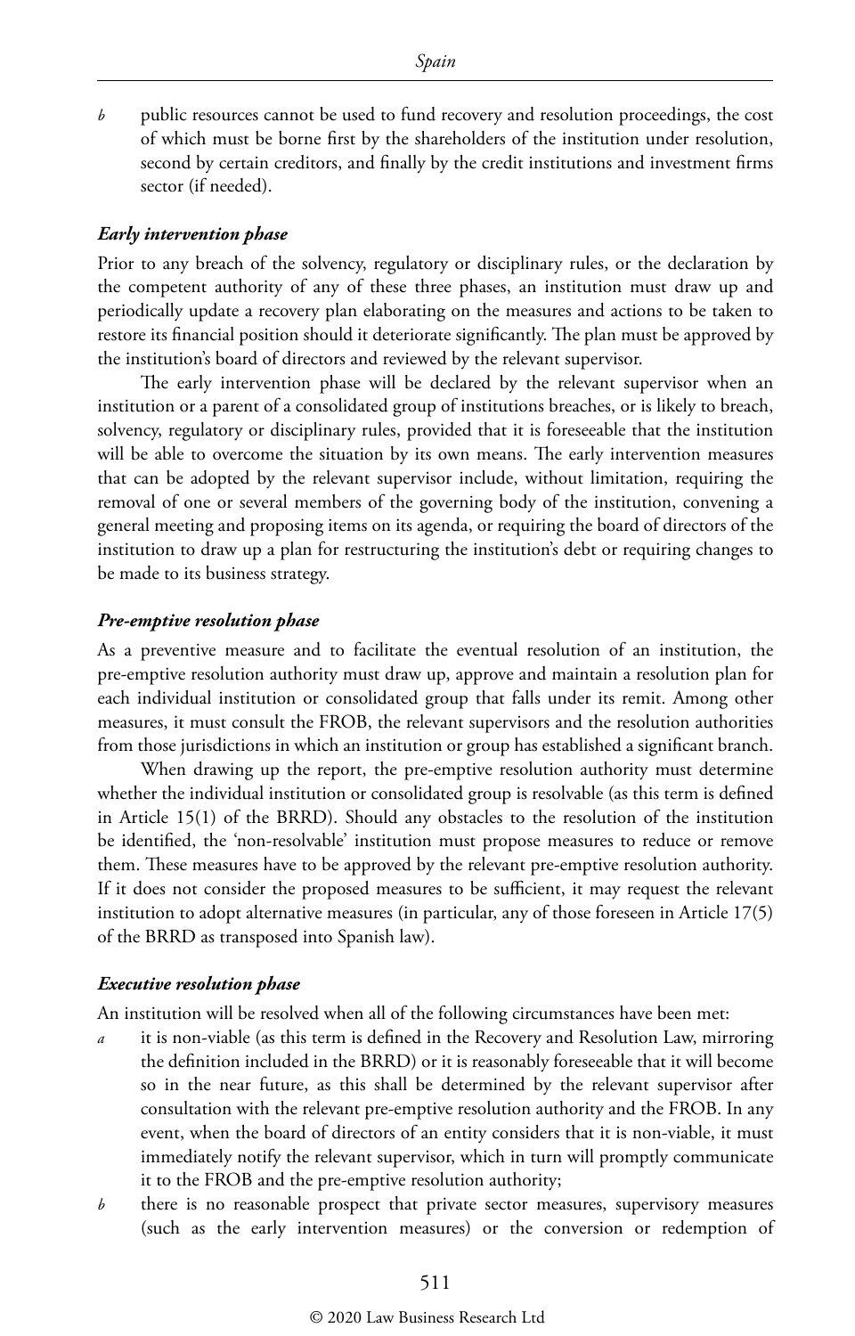*b* public resources cannot be used to fund recovery and resolution proceedings, the cost of which must be borne first by the shareholders of the institution under resolution, second by certain creditors, and finally by the credit institutions and investment firms sector (if needed).

***Early intervention phase***

Prior to any breach of the solvency, regulatory or disciplinary rules, or the declaration by the competent authority of any of these three phases, an institution must draw up and periodically update a recovery plan elaborating on the measures and actions to be taken to restore its financial position should it deteriorate significantly. The plan must be approved by the institution's board of directors and reviewed by the relevant supervisor.

The early intervention phase will be declared by the relevant supervisor when an institution or a parent of a consolidated group of institutions breaches, or is likely to breach, solvency, regulatory or disciplinary rules, provided that it is foreseeable that the institution will be able to overcome the situation by its own means. The early intervention measures that can be adopted by the relevant supervisor include, without limitation, requiring the removal of one or several members of the governing body of the institution, convening a general meeting and proposing items on its agenda, or requiring the board of directors of the institution to draw up a plan for restructuring the institution's debt or requiring changes to be made to its business strategy.

***Pre-emptive resolution phase***

As a preventive measure and to facilitate the eventual resolution of an institution, the pre-emptive resolution authority must draw up, approve and maintain a resolution plan for each individual institution or consolidated group that falls under its remit. Among other measures, it must consult the FROB, the relevant supervisors and the resolution authorities from those jurisdictions in which an institution or group has established a significant branch.

When drawing up the report, the pre-emptive resolution authority must determine whether the individual institution or consolidated group is resolvable (as this term is defined in Article 15(1) of the BRRD). Should any obstacles to the resolution of the institution be identified, the 'non-resolvable' institution must propose measures to reduce or remove them. These measures have to be approved by the relevant pre-emptive resolution authority. If it does not consider the proposed measures to be sufficient, it may request the relevant institution to adopt alternative measures (in particular, any of those foreseen in Article 17(5) of the BRRD as transposed into Spanish law).

***Executive resolution phase***

An institution will be resolved when all of the following circumstances have been met:

*a* it is non-viable (as this term is defined in the Recovery and Resolution Law, mirroring the definition included in the BRRD) or it is reasonably foreseeable that it will become so in the near future, as this shall be determined by the relevant supervisor after consultation with the relevant pre-emptive resolution authority and the FROB. In any event, when the board of directors of an entity considers that it is non-viable, it must immediately notify the relevant supervisor, which in turn will promptly communicate it to the FROB and the pre-emptive resolution authority;

*b* there is no reasonable prospect that private sector measures, supervisory measures (such as the early intervention measures) or the conversion or redemption of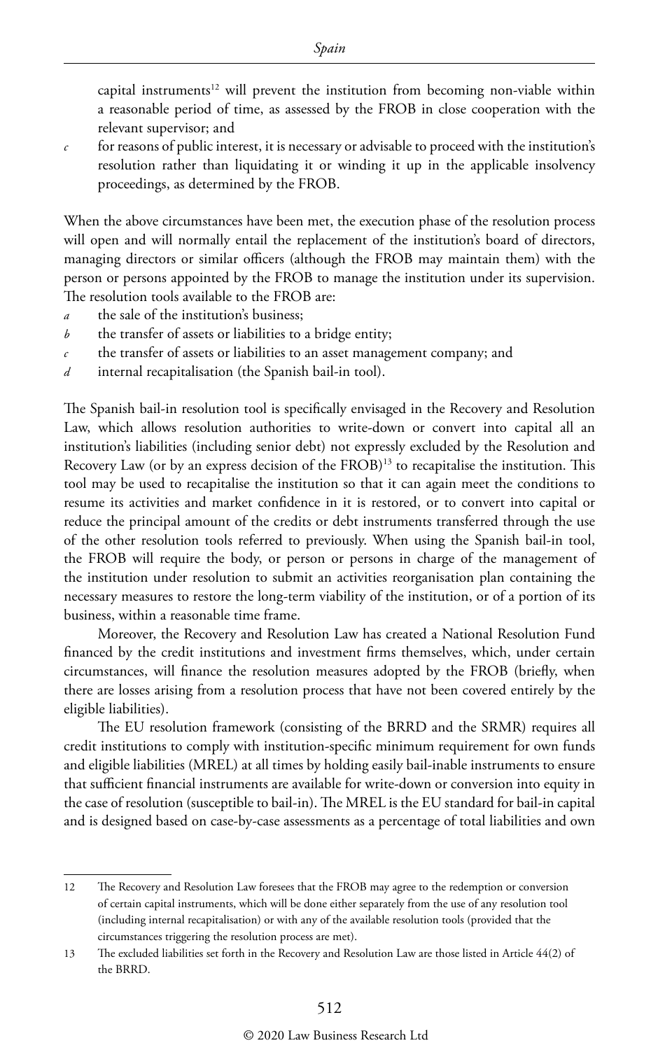capital instruments[12] will prevent the institution from becoming non-viable within a reasonable period of time, as assessed by the FROB in close cooperation with the relevant supervisor; and

*c* for reasons of public interest, it is necessary or advisable to proceed with the institution's resolution rather than liquidating it or winding it up in the applicable insolvency proceedings, as determined by the FROB.

When the above circumstances have been met, the execution phase of the resolution process will open and will normally entail the replacement of the institution's board of directors, managing directors or similar officers (although the FROB may maintain them) with the person or persons appointed by the FROB to manage the institution under its supervision. The resolution tools available to the FROB are:

*a* the sale of the institution's business;

*b* the transfer of assets or liabilities to a bridge entity;

*c* the transfer of assets or liabilities to an asset management company; and

*d* internal recapitalisation (the Spanish bail-in tool).

The Spanish bail-in resolution tool is specifically envisaged in the Recovery and Resolution Law, which allows resolution authorities to write-down or convert into capital all an institution's liabilities (including senior debt) not expressly excluded by the Resolution and Recovery Law (or by an express decision of the FROB)[13] to recapitalise the institution. This tool may be used to recapitalise the institution so that it can again meet the conditions to resume its activities and market confidence in it is restored, or to convert into capital or reduce the principal amount of the credits or debt instruments transferred through the use of the other resolution tools referred to previously. When using the Spanish bail-in tool, the FROB will require the body, or person or persons in charge of the management of the institution under resolution to submit an activities reorganisation plan containing the necessary measures to restore the long-term viability of the institution, or of a portion of its business, within a reasonable time frame.

Moreover, the Recovery and Resolution Law has created a National Resolution Fund financed by the credit institutions and investment firms themselves, which, under certain circumstances, will finance the resolution measures adopted by the FROB (briefly, when there are losses arising from a resolution process that have not been covered entirely by the eligible liabilities).

The EU resolution framework (consisting of the BRRD and the SRMR) requires all credit institutions to comply with institution-specific minimum requirement for own funds and eligible liabilities (MREL) at all times by holding easily bail-inable instruments to ensure that sufficient financial instruments are available for write-down or conversion into equity in the case of resolution (susceptible to bail-in). The MREL is the EU standard for bail-in capital and is designed based on case-by-case assessments as a percentage of total liabilities and own

---

12 The Recovery and Resolution Law foresees that the FROB may agree to the redemption or conversion of certain capital instruments, which will be done either separately from the use of any resolution tool (including internal recapitalisation) or with any of the available resolution tools (provided that the circumstances triggering the resolution process are met).

13 The excluded liabilities set forth in the Recovery and Resolution Law are those listed in Article 44(2) of the BRRD.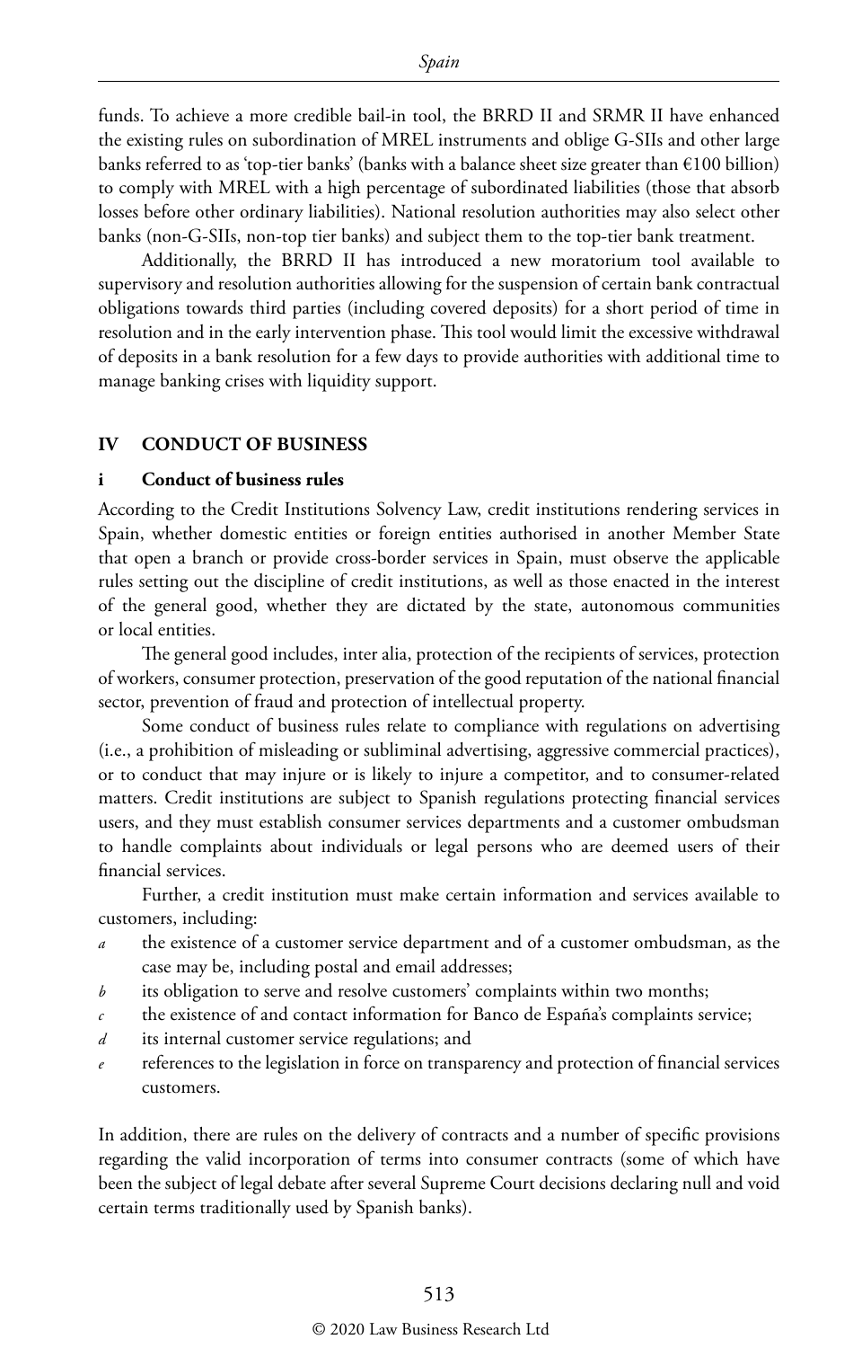funds. To achieve a more credible bail-in tool, the BRRD II and SRMR II have enhanced the existing rules on subordination of MREL instruments and oblige G-SIIs and other large banks referred to as 'top-tier banks' (banks with a balance sheet size greater than €100 billion) to comply with MREL with a high percentage of subordinated liabilities (those that absorb losses before other ordinary liabilities). National resolution authorities may also select other banks (non-G-SIIs, non-top tier banks) and subject them to the top-tier bank treatment.

Additionally, the BRRD II has introduced a new moratorium tool available to supervisory and resolution authorities allowing for the suspension of certain bank contractual obligations towards third parties (including covered deposits) for a short period of time in resolution and in the early intervention phase. This tool would limit the excessive withdrawal of deposits in a bank resolution for a few days to provide authorities with additional time to manage banking crises with liquidity support.

## IV CONDUCT OF BUSINESS

### i Conduct of business rules

According to the Credit Institutions Solvency Law, credit institutions rendering services in Spain, whether domestic entities or foreign entities authorised in another Member State that open a branch or provide cross-border services in Spain, must observe the applicable rules setting out the discipline of credit institutions, as well as those enacted in the interest of the general good, whether they are dictated by the state, autonomous communities or local entities.

The general good includes, inter alia, protection of the recipients of services, protection of workers, consumer protection, preservation of the good reputation of the national financial sector, prevention of fraud and protection of intellectual property.

Some conduct of business rules relate to compliance with regulations on advertising (i.e., a prohibition of misleading or subliminal advertising, aggressive commercial practices), or to conduct that may injure or is likely to injure a competitor, and to consumer-related matters. Credit institutions are subject to Spanish regulations protecting financial services users, and they must establish consumer services departments and a customer ombudsman to handle complaints about individuals or legal persons who are deemed users of their financial services.

Further, a credit institution must make certain information and services available to customers, including:

*a* the existence of a customer service department and of a customer ombudsman, as the case may be, including postal and email addresses;

*b* its obligation to serve and resolve customers' complaints within two months;

*c* the existence of and contact information for Banco de España's complaints service;

*d* its internal customer service regulations; and

*e* references to the legislation in force on transparency and protection of financial services customers.

In addition, there are rules on the delivery of contracts and a number of specific provisions regarding the valid incorporation of terms into consumer contracts (some of which have been the subject of legal debate after several Supreme Court decisions declaring null and void certain terms traditionally used by Spanish banks).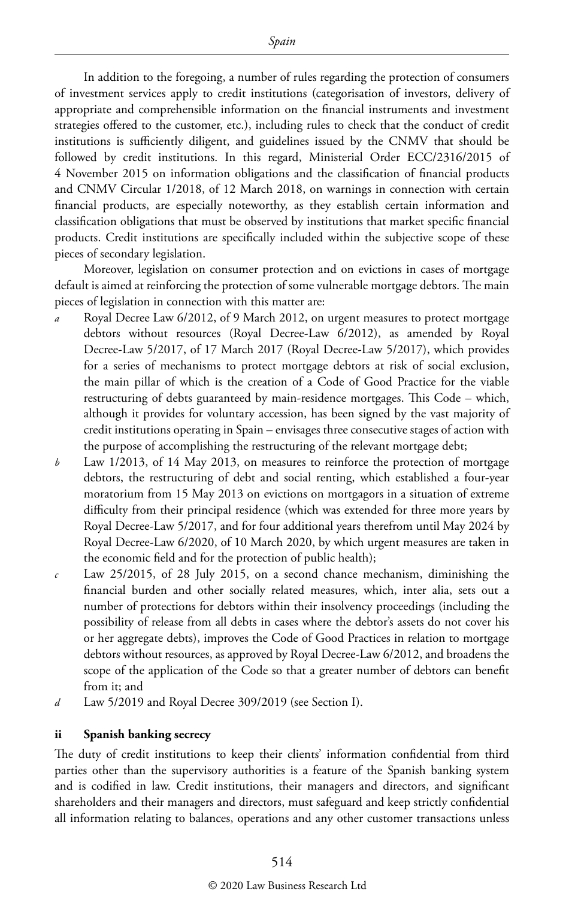In addition to the foregoing, a number of rules regarding the protection of consumers of investment services apply to credit institutions (categorisation of investors, delivery of appropriate and comprehensible information on the financial instruments and investment strategies offered to the customer, etc.), including rules to check that the conduct of credit institutions is sufficiently diligent, and guidelines issued by the CNMV that should be followed by credit institutions. In this regard, Ministerial Order ECC/2316/2015 of 4 November 2015 on information obligations and the classification of financial products and CNMV Circular 1/2018, of 12 March 2018, on warnings in connection with certain financial products, are especially noteworthy, as they establish certain information and classification obligations that must be observed by institutions that market specific financial products. Credit institutions are specifically included within the subjective scope of these pieces of secondary legislation.

Moreover, legislation on consumer protection and on evictions in cases of mortgage default is aimed at reinforcing the protection of some vulnerable mortgage debtors. The main pieces of legislation in connection with this matter are:

*a* Royal Decree Law 6/2012, of 9 March 2012, on urgent measures to protect mortgage debtors without resources (Royal Decree-Law 6/2012), as amended by Royal Decree-Law 5/2017, of 17 March 2017 (Royal Decree-Law 5/2017), which provides for a series of mechanisms to protect mortgage debtors at risk of social exclusion, the main pillar of which is the creation of a Code of Good Practice for the viable restructuring of debts guaranteed by main-residence mortgages. This Code – which, although it provides for voluntary accession, has been signed by the vast majority of credit institutions operating in Spain – envisages three consecutive stages of action with the purpose of accomplishing the restructuring of the relevant mortgage debt;

*b* Law 1/2013, of 14 May 2013, on measures to reinforce the protection of mortgage debtors, the restructuring of debt and social renting, which established a four-year moratorium from 15 May 2013 on evictions on mortgagors in a situation of extreme difficulty from their principal residence (which was extended for three more years by Royal Decree-Law 5/2017, and for four additional years therefrom until May 2024 by Royal Decree-Law 6/2020, of 10 March 2020, by which urgent measures are taken in the economic field and for the protection of public health);

*c* Law 25/2015, of 28 July 2015, on a second chance mechanism, diminishing the financial burden and other socially related measures, which, inter alia, sets out a number of protections for debtors within their insolvency proceedings (including the possibility of release from all debts in cases where the debtor's assets do not cover his or her aggregate debts), improves the Code of Good Practices in relation to mortgage debtors without resources, as approved by Royal Decree-Law 6/2012, and broadens the scope of the application of the Code so that a greater number of debtors can benefit from it; and

*d* Law 5/2019 and Royal Decree 309/2019 (see Section I).

### ii Spanish banking secrecy

The duty of credit institutions to keep their clients' information confidential from third parties other than the supervisory authorities is a feature of the Spanish banking system and is codified in law. Credit institutions, their managers and directors, and significant shareholders and their managers and directors, must safeguard and keep strictly confidential all information relating to balances, operations and any other customer transactions unless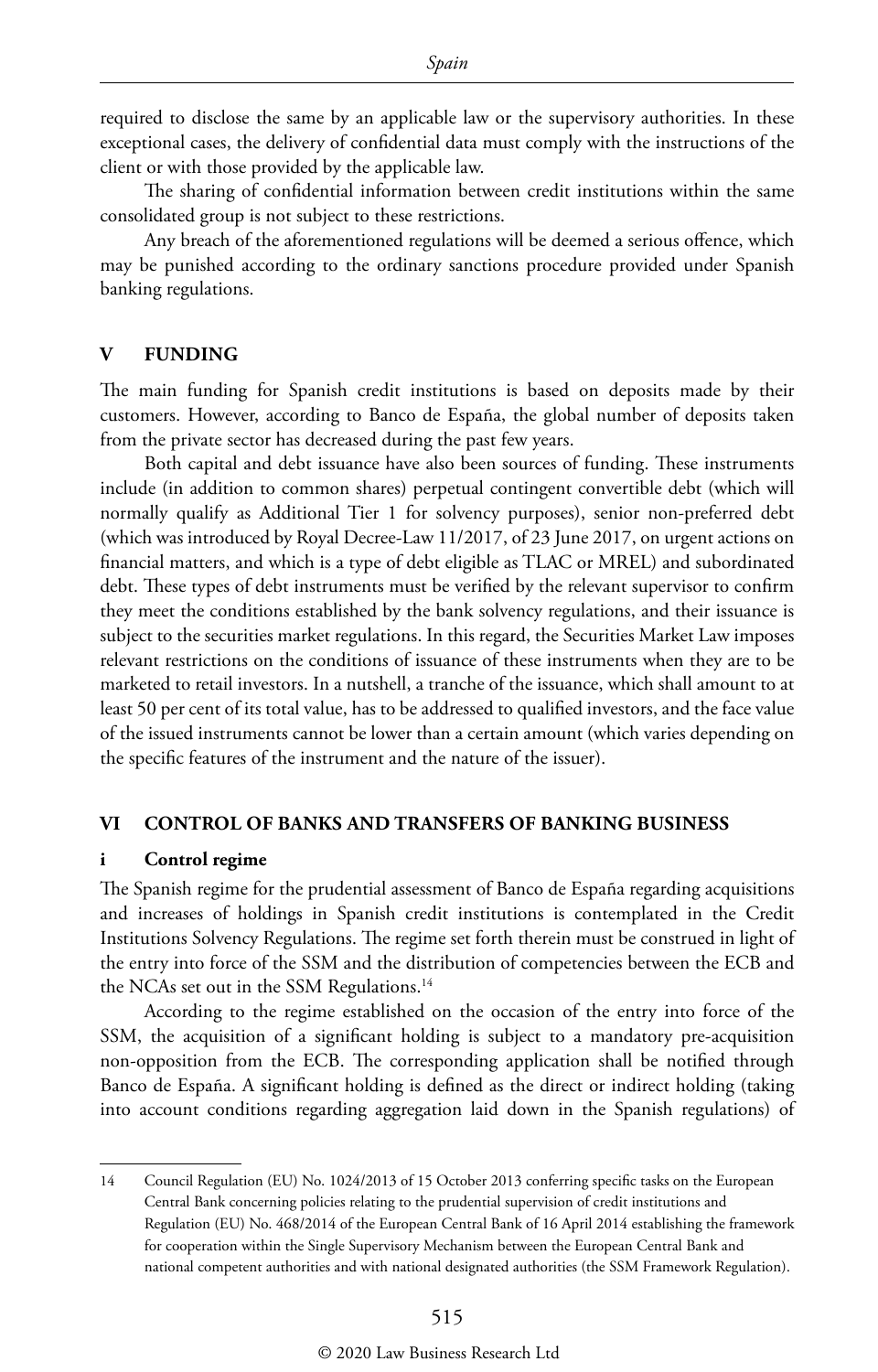required to disclose the same by an applicable law or the supervisory authorities. In these exceptional cases, the delivery of confidential data must comply with the instructions of the client or with those provided by the applicable law.

The sharing of confidential information between credit institutions within the same consolidated group is not subject to these restrictions.

Any breach of the aforementioned regulations will be deemed a serious offence, which may be punished according to the ordinary sanctions procedure provided under Spanish banking regulations.

## V FUNDING

The main funding for Spanish credit institutions is based on deposits made by their customers. However, according to Banco de España, the global number of deposits taken from the private sector has decreased during the past few years.

Both capital and debt issuance have also been sources of funding. These instruments include (in addition to common shares) perpetual contingent convertible debt (which will normally qualify as Additional Tier 1 for solvency purposes), senior non-preferred debt (which was introduced by Royal Decree-Law 11/2017, of 23 June 2017, on urgent actions on financial matters, and which is a type of debt eligible as TLAC or MREL) and subordinated debt. These types of debt instruments must be verified by the relevant supervisor to confirm they meet the conditions established by the bank solvency regulations, and their issuance is subject to the securities market regulations. In this regard, the Securities Market Law imposes relevant restrictions on the conditions of issuance of these instruments when they are to be marketed to retail investors. In a nutshell, a tranche of the issuance, which shall amount to at least 50 per cent of its total value, has to be addressed to qualified investors, and the face value of the issued instruments cannot be lower than a certain amount (which varies depending on the specific features of the instrument and the nature of the issuer).

## VI CONTROL OF BANKS AND TRANSFERS OF BANKING BUSINESS

### i Control regime

The Spanish regime for the prudential assessment of Banco de España regarding acquisitions and increases of holdings in Spanish credit institutions is contemplated in the Credit Institutions Solvency Regulations. The regime set forth therein must be construed in light of the entry into force of the SSM and the distribution of competencies between the ECB and the NCAs set out in the SSM Regulations.[14]

According to the regime established on the occasion of the entry into force of the SSM, the acquisition of a significant holding is subject to a mandatory pre-acquisition non-opposition from the ECB. The corresponding application shall be notified through Banco de España. A significant holding is defined as the direct or indirect holding (taking into account conditions regarding aggregation laid down in the Spanish regulations) of

---

14 Council Regulation (EU) No. 1024/2013 of 15 October 2013 conferring specific tasks on the European Central Bank concerning policies relating to the prudential supervision of credit institutions and Regulation (EU) No. 468/2014 of the European Central Bank of 16 April 2014 establishing the framework for cooperation within the Single Supervisory Mechanism between the European Central Bank and national competent authorities and with national designated authorities (the SSM Framework Regulation).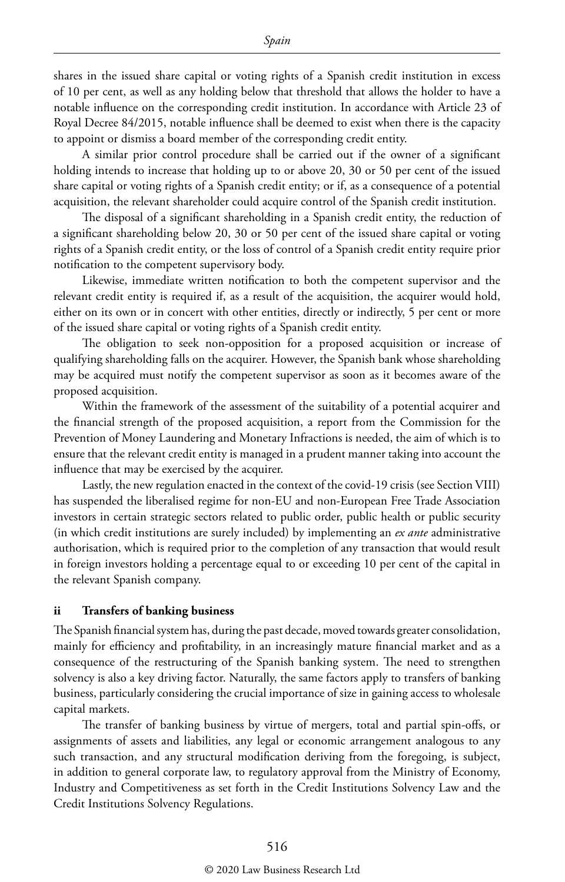shares in the issued share capital or voting rights of a Spanish credit institution in excess of 10 per cent, as well as any holding below that threshold that allows the holder to have a notable influence on the corresponding credit institution. In accordance with Article 23 of Royal Decree 84/2015, notable influence shall be deemed to exist when there is the capacity to appoint or dismiss a board member of the corresponding credit entity.

A similar prior control procedure shall be carried out if the owner of a significant holding intends to increase that holding up to or above 20, 30 or 50 per cent of the issued share capital or voting rights of a Spanish credit entity; or if, as a consequence of a potential acquisition, the relevant shareholder could acquire control of the Spanish credit institution.

The disposal of a significant shareholding in a Spanish credit entity, the reduction of a significant shareholding below 20, 30 or 50 per cent of the issued share capital or voting rights of a Spanish credit entity, or the loss of control of a Spanish credit entity require prior notification to the competent supervisory body.

Likewise, immediate written notification to both the competent supervisor and the relevant credit entity is required if, as a result of the acquisition, the acquirer would hold, either on its own or in concert with other entities, directly or indirectly, 5 per cent or more of the issued share capital or voting rights of a Spanish credit entity.

The obligation to seek non-opposition for a proposed acquisition or increase of qualifying shareholding falls on the acquirer. However, the Spanish bank whose shareholding may be acquired must notify the competent supervisor as soon as it becomes aware of the proposed acquisition.

Within the framework of the assessment of the suitability of a potential acquirer and the financial strength of the proposed acquisition, a report from the Commission for the Prevention of Money Laundering and Monetary Infractions is needed, the aim of which is to ensure that the relevant credit entity is managed in a prudent manner taking into account the influence that may be exercised by the acquirer.

Lastly, the new regulation enacted in the context of the covid-19 crisis (see Section VIII) has suspended the liberalised regime for non-EU and non-European Free Trade Association investors in certain strategic sectors related to public order, public health or public security (in which credit institutions are surely included) by implementing an *ex ante* administrative authorisation, which is required prior to the completion of any transaction that would result in foreign investors holding a percentage equal to or exceeding 10 per cent of the capital in the relevant Spanish company.

### ii Transfers of banking business

The Spanish financial system has, during the past decade, moved towards greater consolidation, mainly for efficiency and profitability, in an increasingly mature financial market and as a consequence of the restructuring of the Spanish banking system. The need to strengthen solvency is also a key driving factor. Naturally, the same factors apply to transfers of banking business, particularly considering the crucial importance of size in gaining access to wholesale capital markets.

The transfer of banking business by virtue of mergers, total and partial spin-offs, or assignments of assets and liabilities, any legal or economic arrangement analogous to any such transaction, and any structural modification deriving from the foregoing, is subject, in addition to general corporate law, to regulatory approval from the Ministry of Economy, Industry and Competitiveness as set forth in the Credit Institutions Solvency Law and the Credit Institutions Solvency Regulations.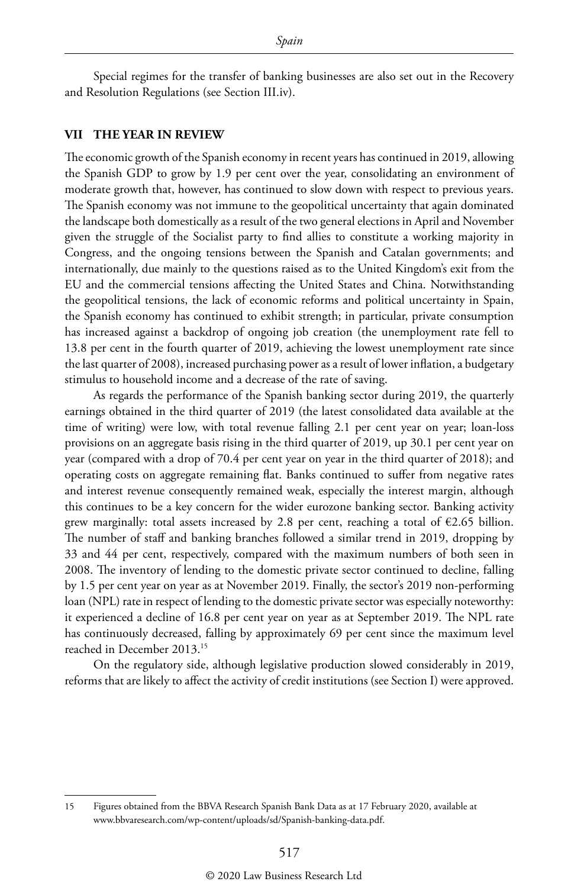Special regimes for the transfer of banking businesses are also set out in the Recovery and Resolution Regulations (see Section III.iv).

## VII THE YEAR IN REVIEW

The economic growth of the Spanish economy in recent years has continued in 2019, allowing the Spanish GDP to grow by 1.9 per cent over the year, consolidating an environment of moderate growth that, however, has continued to slow down with respect to previous years. The Spanish economy was not immune to the geopolitical uncertainty that again dominated the landscape both domestically as a result of the two general elections in April and November given the struggle of the Socialist party to find allies to constitute a working majority in Congress, and the ongoing tensions between the Spanish and Catalan governments; and internationally, due mainly to the questions raised as to the United Kingdom's exit from the EU and the commercial tensions affecting the United States and China. Notwithstanding the geopolitical tensions, the lack of economic reforms and political uncertainty in Spain, the Spanish economy has continued to exhibit strength; in particular, private consumption has increased against a backdrop of ongoing job creation (the unemployment rate fell to 13.8 per cent in the fourth quarter of 2019, achieving the lowest unemployment rate since the last quarter of 2008), increased purchasing power as a result of lower inflation, a budgetary stimulus to household income and a decrease of the rate of saving.

As regards the performance of the Spanish banking sector during 2019, the quarterly earnings obtained in the third quarter of 2019 (the latest consolidated data available at the time of writing) were low, with total revenue falling 2.1 per cent year on year; loan-loss provisions on an aggregate basis rising in the third quarter of 2019, up 30.1 per cent year on year (compared with a drop of 70.4 per cent year on year in the third quarter of 2018); and operating costs on aggregate remaining flat. Banks continued to suffer from negative rates and interest revenue consequently remained weak, especially the interest margin, although this continues to be a key concern for the wider eurozone banking sector. Banking activity grew marginally: total assets increased by 2.8 per cent, reaching a total of €2.65 billion. The number of staff and banking branches followed a similar trend in 2019, dropping by 33 and 44 per cent, respectively, compared with the maximum numbers of both seen in 2008. The inventory of lending to the domestic private sector continued to decline, falling by 1.5 per cent year on year as at November 2019. Finally, the sector's 2019 non-performing loan (NPL) rate in respect of lending to the domestic private sector was especially noteworthy: it experienced a decline of 16.8 per cent year on year as at September 2019. The NPL rate has continuously decreased, falling by approximately 69 per cent since the maximum level reached in December 2013.[15]

On the regulatory side, although legislative production slowed considerably in 2019, reforms that are likely to affect the activity of credit institutions (see Section I) were approved.

---

15 Figures obtained from the BBVA Research Spanish Bank Data as at 17 February 2020, available at www.bbvaresearch.com/wp-content/uploads/sd/Spanish-banking-data.pdf.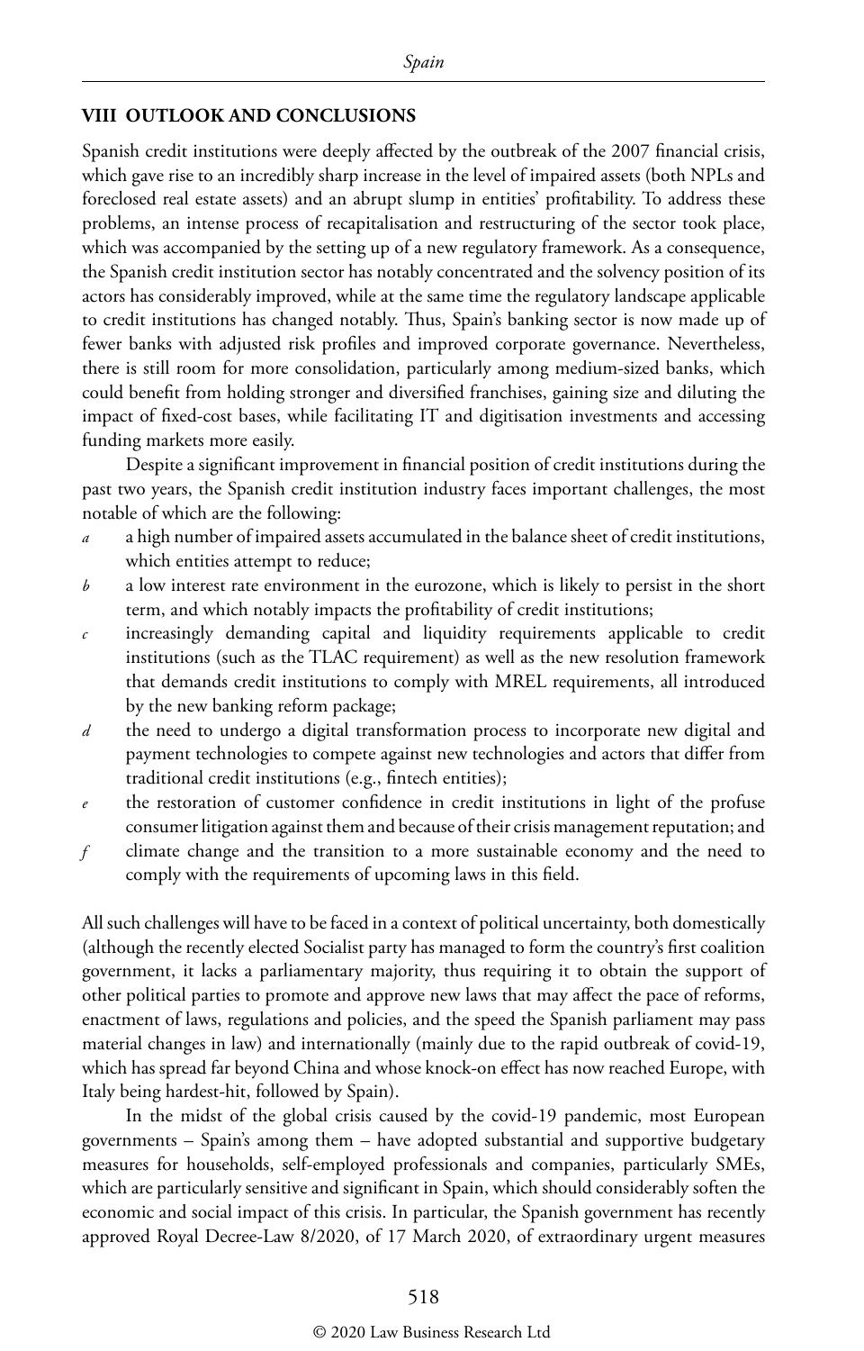## VIII OUTLOOK AND CONCLUSIONS

Spanish credit institutions were deeply affected by the outbreak of the 2007 financial crisis, which gave rise to an incredibly sharp increase in the level of impaired assets (both NPLs and foreclosed real estate assets) and an abrupt slump in entities' profitability. To address these problems, an intense process of recapitalisation and restructuring of the sector took place, which was accompanied by the setting up of a new regulatory framework. As a consequence, the Spanish credit institution sector has notably concentrated and the solvency position of its actors has considerably improved, while at the same time the regulatory landscape applicable to credit institutions has changed notably. Thus, Spain's banking sector is now made up of fewer banks with adjusted risk profiles and improved corporate governance. Nevertheless, there is still room for more consolidation, particularly among medium-sized banks, which could benefit from holding stronger and diversified franchises, gaining size and diluting the impact of fixed-cost bases, while facilitating IT and digitisation investments and accessing funding markets more easily.

Despite a significant improvement in financial position of credit institutions during the past two years, the Spanish credit institution industry faces important challenges, the most notable of which are the following:

*a* a high number of impaired assets accumulated in the balance sheet of credit institutions, which entities attempt to reduce;

*b* a low interest rate environment in the eurozone, which is likely to persist in the short term, and which notably impacts the profitability of credit institutions;

*c* increasingly demanding capital and liquidity requirements applicable to credit institutions (such as the TLAC requirement) as well as the new resolution framework that demands credit institutions to comply with MREL requirements, all introduced by the new banking reform package;

*d* the need to undergo a digital transformation process to incorporate new digital and payment technologies to compete against new technologies and actors that differ from traditional credit institutions (e.g., fintech entities);

*e* the restoration of customer confidence in credit institutions in light of the profuse consumer litigation against them and because of their crisis management reputation; and

*f* climate change and the transition to a more sustainable economy and the need to comply with the requirements of upcoming laws in this field.

All such challenges will have to be faced in a context of political uncertainty, both domestically (although the recently elected Socialist party has managed to form the country's first coalition government, it lacks a parliamentary majority, thus requiring it to obtain the support of other political parties to promote and approve new laws that may affect the pace of reforms, enactment of laws, regulations and policies, and the speed the Spanish parliament may pass material changes in law) and internationally (mainly due to the rapid outbreak of covid-19, which has spread far beyond China and whose knock-on effect has now reached Europe, with Italy being hardest-hit, followed by Spain).

In the midst of the global crisis caused by the covid-19 pandemic, most European governments – Spain's among them – have adopted substantial and supportive budgetary measures for households, self-employed professionals and companies, particularly SMEs, which are particularly sensitive and significant in Spain, which should considerably soften the economic and social impact of this crisis. In particular, the Spanish government has recently approved Royal Decree-Law 8/2020, of 17 March 2020, of extraordinary urgent measures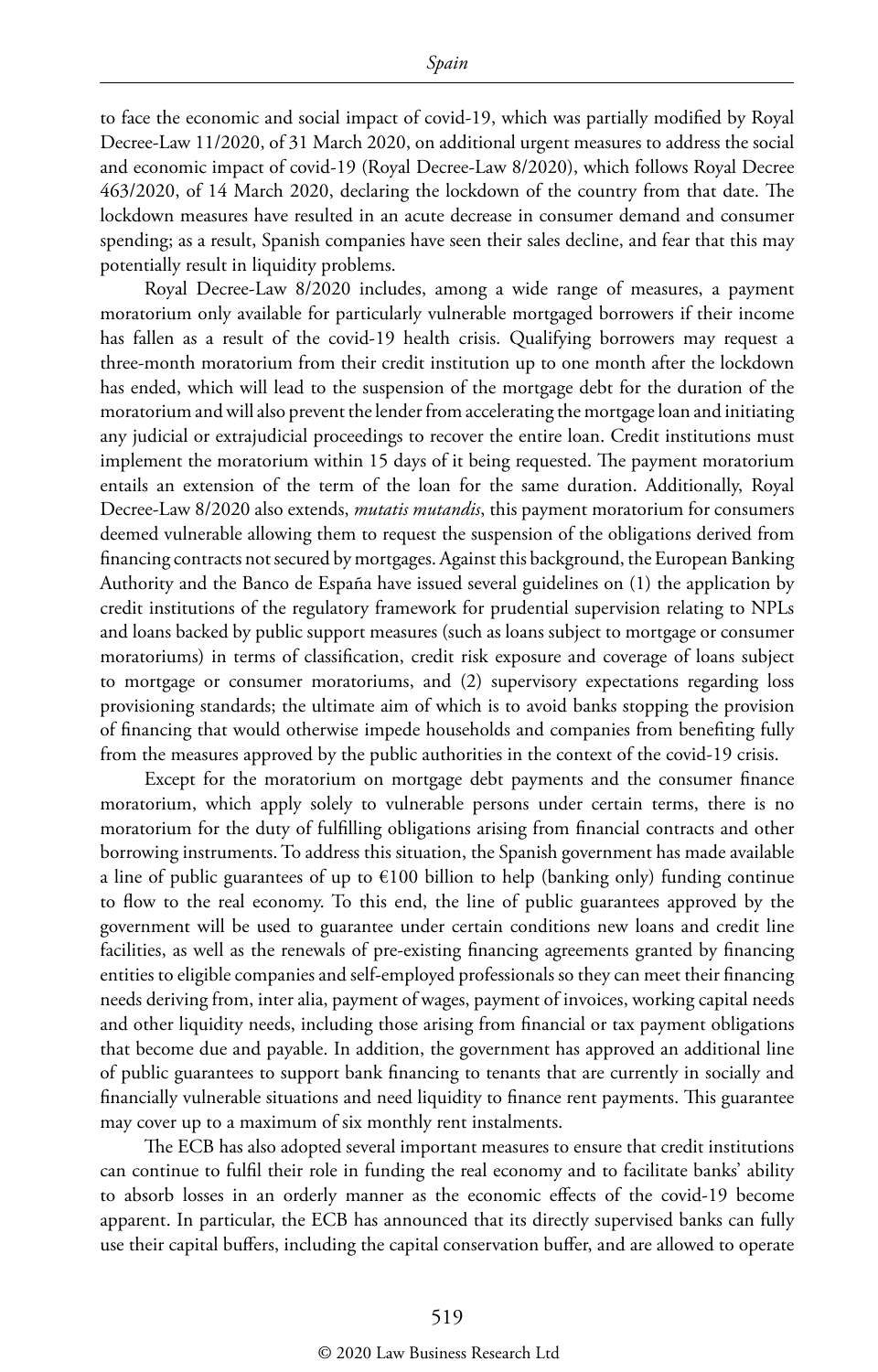to face the economic and social impact of covid-19, which was partially modified by Royal Decree-Law 11/2020, of 31 March 2020, on additional urgent measures to address the social and economic impact of covid-19 (Royal Decree-Law 8/2020), which follows Royal Decree 463/2020, of 14 March 2020, declaring the lockdown of the country from that date. The lockdown measures have resulted in an acute decrease in consumer demand and consumer spending; as a result, Spanish companies have seen their sales decline, and fear that this may potentially result in liquidity problems.

Royal Decree-Law 8/2020 includes, among a wide range of measures, a payment moratorium only available for particularly vulnerable mortgaged borrowers if their income has fallen as a result of the covid-19 health crisis. Qualifying borrowers may request a three-month moratorium from their credit institution up to one month after the lockdown has ended, which will lead to the suspension of the mortgage debt for the duration of the moratorium and will also prevent the lender from accelerating the mortgage loan and initiating any judicial or extrajudicial proceedings to recover the entire loan. Credit institutions must implement the moratorium within 15 days of it being requested. The payment moratorium entails an extension of the term of the loan for the same duration. Additionally, Royal Decree-Law 8/2020 also extends, *mutatis mutandis*, this payment moratorium for consumers deemed vulnerable allowing them to request the suspension of the obligations derived from financing contracts not secured by mortgages. Against this background, the European Banking Authority and the Banco de España have issued several guidelines on (1) the application by credit institutions of the regulatory framework for prudential supervision relating to NPLs and loans backed by public support measures (such as loans subject to mortgage or consumer moratoriums) in terms of classification, credit risk exposure and coverage of loans subject to mortgage or consumer moratoriums, and (2) supervisory expectations regarding loss provisioning standards; the ultimate aim of which is to avoid banks stopping the provision of financing that would otherwise impede households and companies from benefiting fully from the measures approved by the public authorities in the context of the covid-19 crisis.

Except for the moratorium on mortgage debt payments and the consumer finance moratorium, which apply solely to vulnerable persons under certain terms, there is no moratorium for the duty of fulfilling obligations arising from financial contracts and other borrowing instruments. To address this situation, the Spanish government has made available a line of public guarantees of up to €100 billion to help (banking only) funding continue to flow to the real economy. To this end, the line of public guarantees approved by the government will be used to guarantee under certain conditions new loans and credit line facilities, as well as the renewals of pre-existing financing agreements granted by financing entities to eligible companies and self-employed professionals so they can meet their financing needs deriving from, inter alia, payment of wages, payment of invoices, working capital needs and other liquidity needs, including those arising from financial or tax payment obligations that become due and payable. In addition, the government has approved an additional line of public guarantees to support bank financing to tenants that are currently in socially and financially vulnerable situations and need liquidity to finance rent payments. This guarantee may cover up to a maximum of six monthly rent instalments.

The ECB has also adopted several important measures to ensure that credit institutions can continue to fulfil their role in funding the real economy and to facilitate banks' ability to absorb losses in an orderly manner as the economic effects of the covid-19 become apparent. In particular, the ECB has announced that its directly supervised banks can fully use their capital buffers, including the capital conservation buffer, and are allowed to operate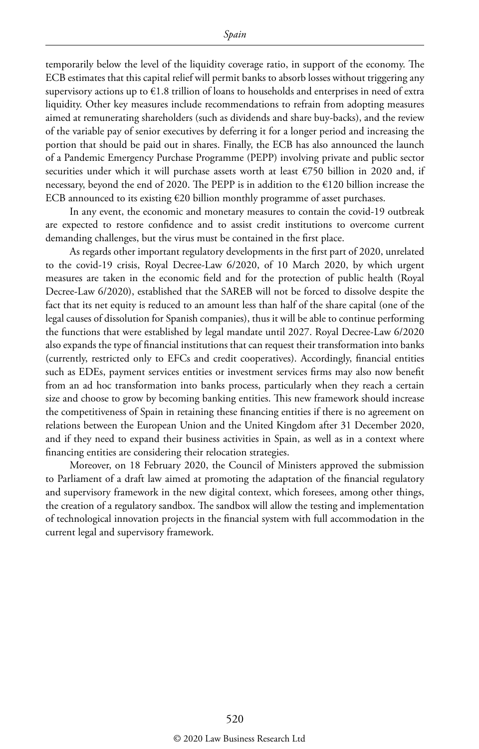temporarily below the level of the liquidity coverage ratio, in support of the economy. The ECB estimates that this capital relief will permit banks to absorb losses without triggering any supervisory actions up to €1.8 trillion of loans to households and enterprises in need of extra liquidity. Other key measures include recommendations to refrain from adopting measures aimed at remunerating shareholders (such as dividends and share buy-backs), and the review of the variable pay of senior executives by deferring it for a longer period and increasing the portion that should be paid out in shares. Finally, the ECB has also announced the launch of a Pandemic Emergency Purchase Programme (PEPP) involving private and public sector securities under which it will purchase assets worth at least €750 billion in 2020 and, if necessary, beyond the end of 2020. The PEPP is in addition to the €120 billion increase the ECB announced to its existing €20 billion monthly programme of asset purchases.

In any event, the economic and monetary measures to contain the covid-19 outbreak are expected to restore confidence and to assist credit institutions to overcome current demanding challenges, but the virus must be contained in the first place.

As regards other important regulatory developments in the first part of 2020, unrelated to the covid-19 crisis, Royal Decree-Law 6/2020, of 10 March 2020, by which urgent measures are taken in the economic field and for the protection of public health (Royal Decree-Law 6/2020), established that the SAREB will not be forced to dissolve despite the fact that its net equity is reduced to an amount less than half of the share capital (one of the legal causes of dissolution for Spanish companies), thus it will be able to continue performing the functions that were established by legal mandate until 2027. Royal Decree-Law 6/2020 also expands the type of financial institutions that can request their transformation into banks (currently, restricted only to EFCs and credit cooperatives). Accordingly, financial entities such as EDEs, payment services entities or investment services firms may also now benefit from an ad hoc transformation into banks process, particularly when they reach a certain size and choose to grow by becoming banking entities. This new framework should increase the competitiveness of Spain in retaining these financing entities if there is no agreement on relations between the European Union and the United Kingdom after 31 December 2020, and if they need to expand their business activities in Spain, as well as in a context where financing entities are considering their relocation strategies.

Moreover, on 18 February 2020, the Council of Ministers approved the submission to Parliament of a draft law aimed at promoting the adaptation of the financial regulatory and supervisory framework in the new digital context, which foresees, among other things, the creation of a regulatory sandbox. The sandbox will allow the testing and implementation of technological innovation projects in the financial system with full accommodation in the current legal and supervisory framework.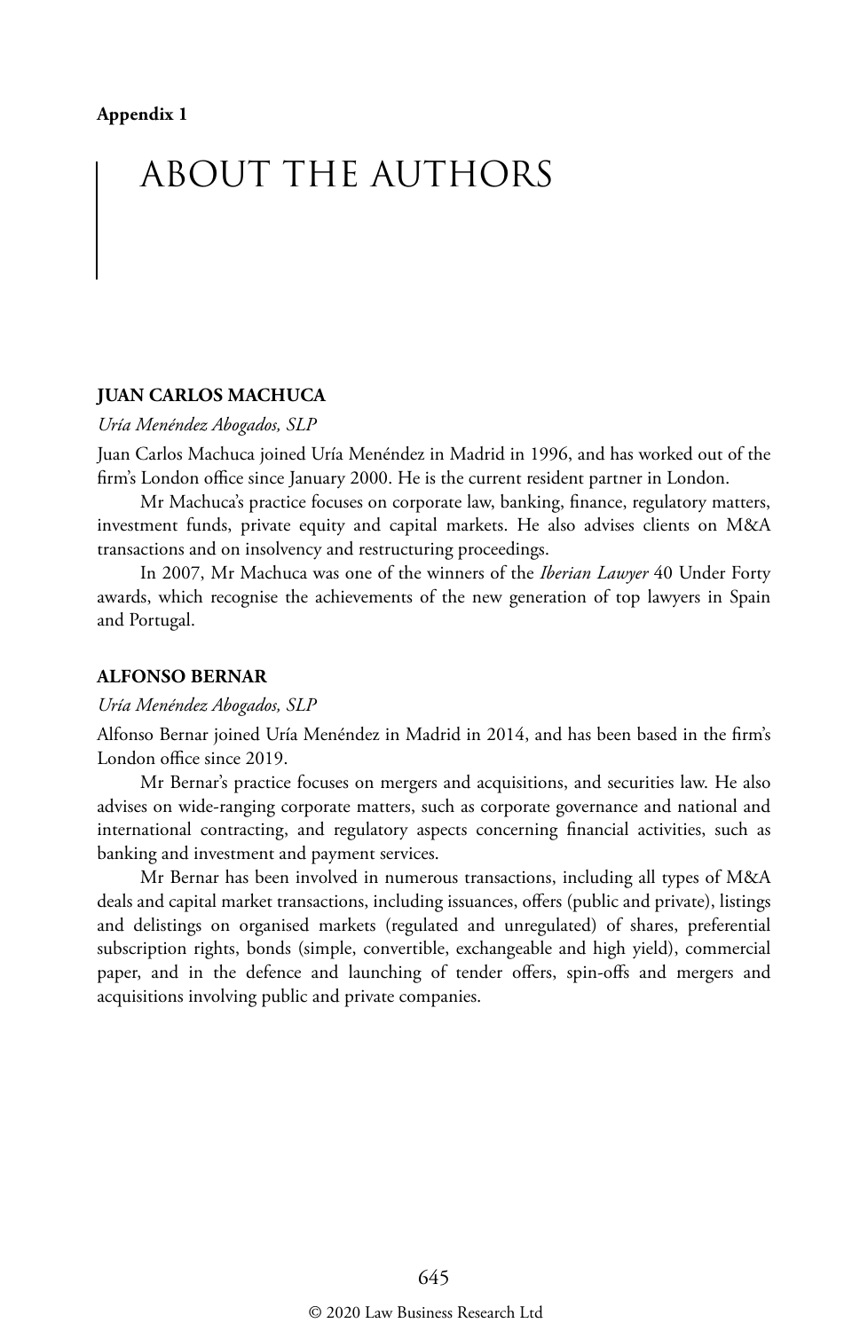**Appendix 1**

# ABOUT THE AUTHORS

### JUAN CARLOS MACHUCA

*Uría Menéndez Abogados, SLP*

Juan Carlos Machuca joined Uría Menéndez in Madrid in 1996, and has worked out of the firm's London office since January 2000. He is the current resident partner in London.

Mr Machuca's practice focuses on corporate law, banking, finance, regulatory matters, investment funds, private equity and capital markets. He also advises clients on M&A transactions and on insolvency and restructuring proceedings.

In 2007, Mr Machuca was one of the winners of the *Iberian Lawyer* 40 Under Forty awards, which recognise the achievements of the new generation of top lawyers in Spain and Portugal.

### ALFONSO BERNAR

*Uría Menéndez Abogados, SLP*

Alfonso Bernar joined Uría Menéndez in Madrid in 2014, and has been based in the firm's London office since 2019.

Mr Bernar's practice focuses on mergers and acquisitions, and securities law. He also advises on wide-ranging corporate matters, such as corporate governance and national and international contracting, and regulatory aspects concerning financial activities, such as banking and investment and payment services.

Mr Bernar has been involved in numerous transactions, including all types of M&A deals and capital market transactions, including issuances, offers (public and private), listings and delistings on organised markets (regulated and unregulated) of shares, preferential subscription rights, bonds (simple, convertible, exchangeable and high yield), commercial paper, and in the defence and launching of tender offers, spin-offs and mergers and acquisitions involving public and private companies.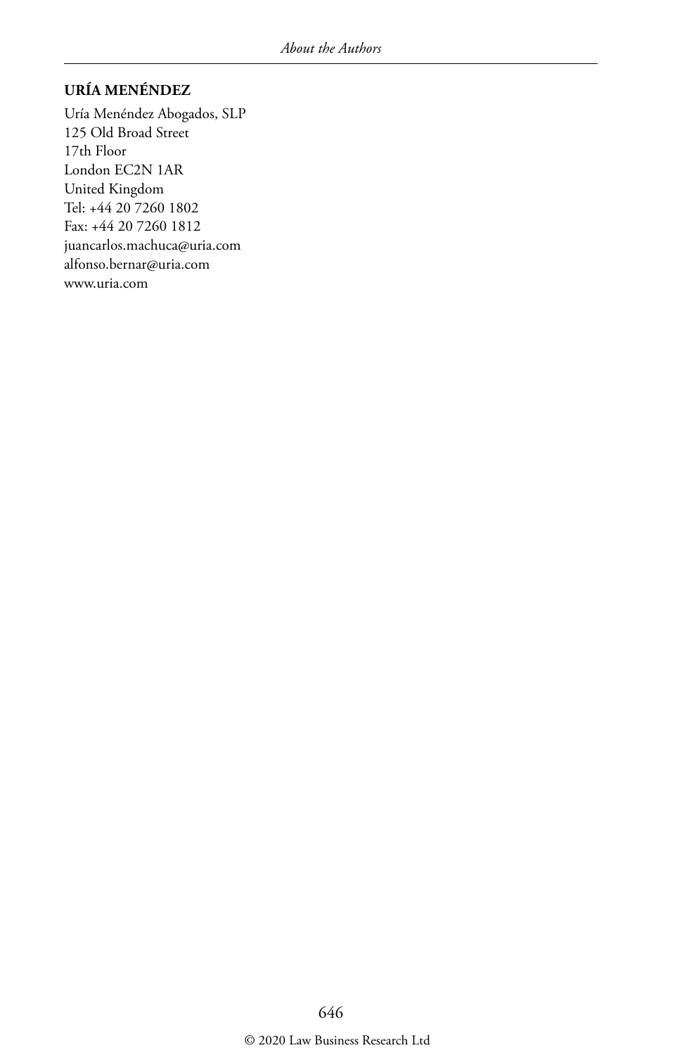**URÍA MENÉNDEZ**

Uría Menéndez Abogados, SLP
125 Old Broad Street
17th Floor
London EC2N 1AR
United Kingdom
Tel: +44 20 7260 1802
Fax: +44 20 7260 1812
juancarlos.machuca@uria.com
alfonso.bernar@uria.com
www.uria.com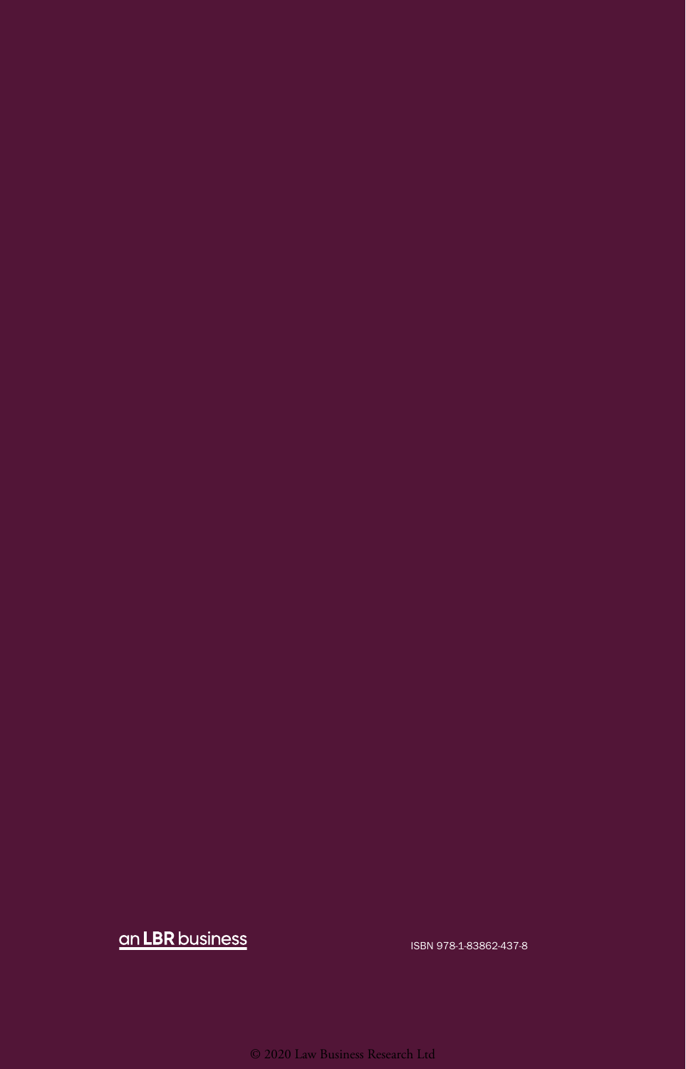an **LBR** business

ISBN 978-1-83862-437-8

© 2020 Law Business Research Ltd